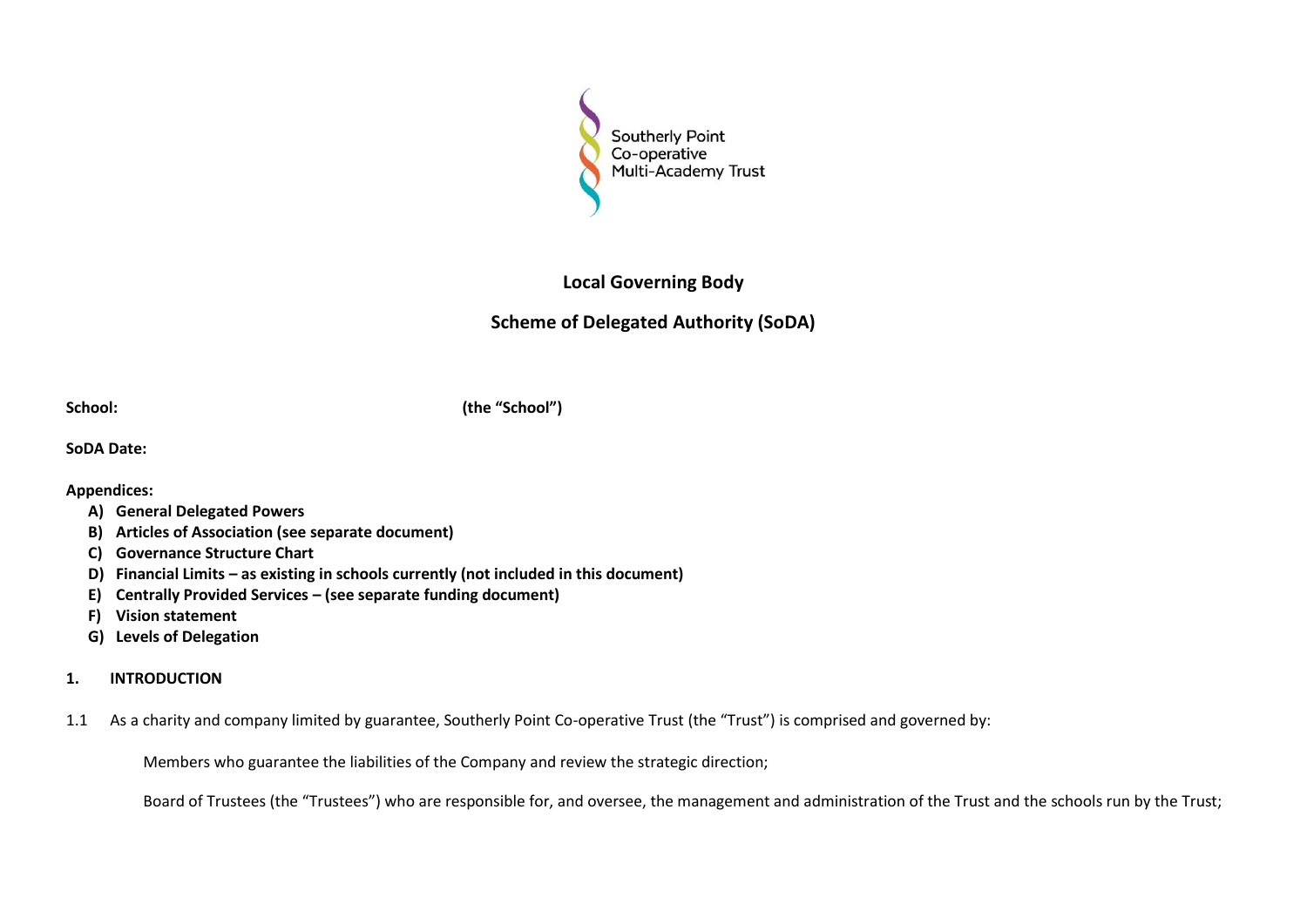Southerly Point
Co-operative
Multi-Academy Trust

# Local Governing Body

## Scheme of Delegated Authority (SoDA)

**School:** **(the "School")**

**SoDA Date:**

**Appendices:**

- **A) General Delegated Powers**
- **B) Articles of Association (see separate document)**
- **C) Governance Structure Chart**
- **D) Financial Limits – as existing in schools currently (not included in this document)**
- **E) Centrally Provided Services – (see separate funding document)**
- **F) Vision statement**
- **G) Levels of Delegation**

## 1. INTRODUCTION

1.1 As a charity and company limited by guarantee, Southerly Point Co-operative Trust (the "Trust") is comprised and governed by:

Members who guarantee the liabilities of the Company and review the strategic direction;

Board of Trustees (the "Trustees") who are responsible for, and oversee, the management and administration of the Trust and the schools run by the Trust;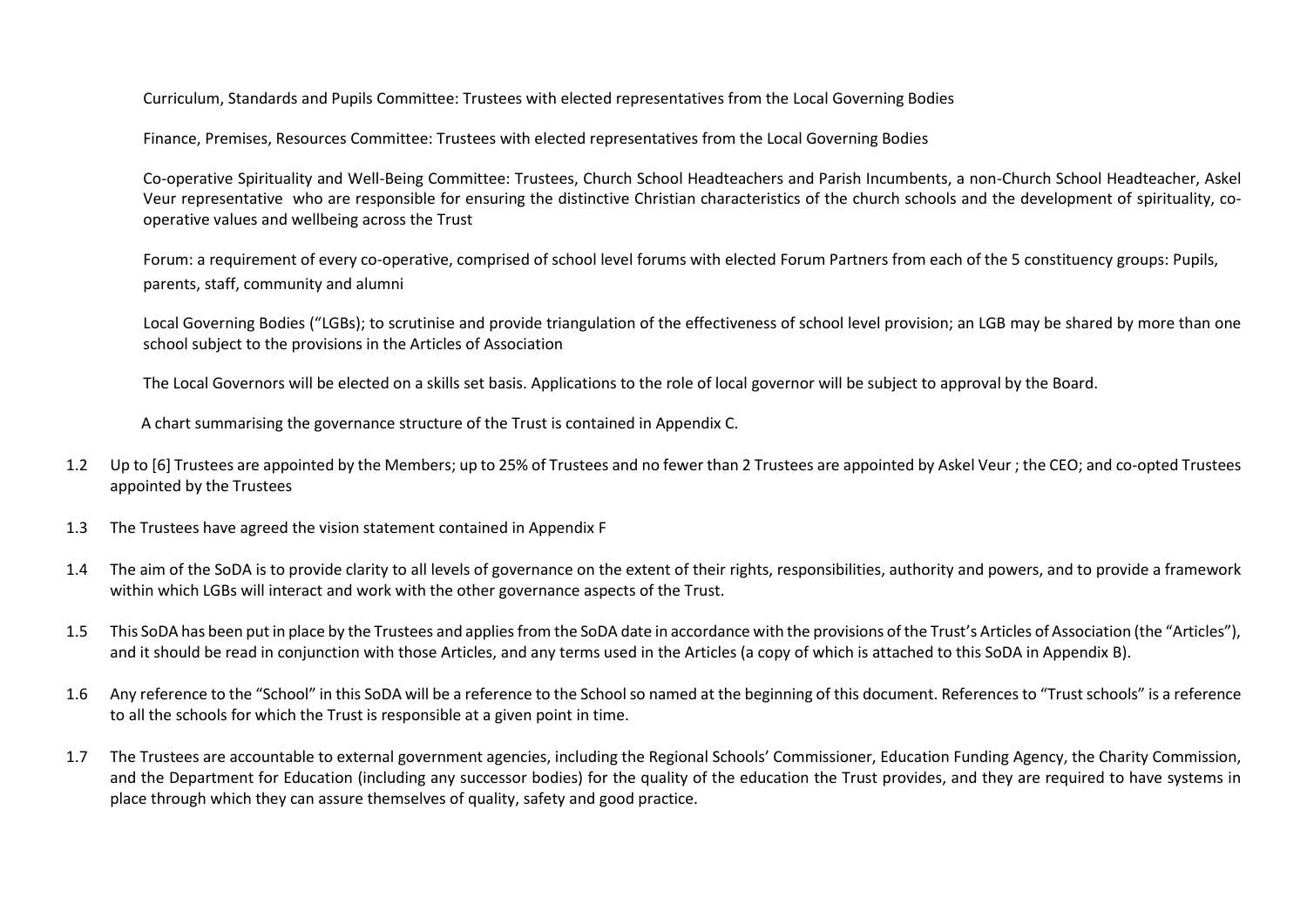Curriculum, Standards and Pupils Committee: Trustees with elected representatives from the Local Governing Bodies

Finance, Premises, Resources Committee: Trustees with elected representatives from the Local Governing Bodies

Co-operative Spirituality and Well-Being Committee: Trustees, Church School Headteachers and Parish Incumbents, a non-Church School Headteacher, Askel Veur representative who are responsible for ensuring the distinctive Christian characteristics of the church schools and the development of spirituality, co-operative values and wellbeing across the Trust

Forum: a requirement of every co-operative, comprised of school level forums with elected Forum Partners from each of the 5 constituency groups: Pupils, parents, staff, community and alumni

Local Governing Bodies ("LGBs); to scrutinise and provide triangulation of the effectiveness of school level provision; an LGB may be shared by more than one school subject to the provisions in the Articles of Association

The Local Governors will be elected on a skills set basis. Applications to the role of local governor will be subject to approval by the Board.

A chart summarising the governance structure of the Trust is contained in Appendix C.

1.2 Up to [6] Trustees are appointed by the Members; up to 25% of Trustees and no fewer than 2 Trustees are appointed by Askel Veur ; the CEO; and co-opted Trustees appointed by the Trustees

1.3 The Trustees have agreed the vision statement contained in Appendix F

1.4 The aim of the SoDA is to provide clarity to all levels of governance on the extent of their rights, responsibilities, authority and powers, and to provide a framework within which LGBs will interact and work with the other governance aspects of the Trust.

1.5 This SoDA has been put in place by the Trustees and applies from the SoDA date in accordance with the provisions of the Trust's Articles of Association (the "Articles"), and it should be read in conjunction with those Articles, and any terms used in the Articles (a copy of which is attached to this SoDA in Appendix B).

1.6 Any reference to the "School" in this SoDA will be a reference to the School so named at the beginning of this document. References to "Trust schools" is a reference to all the schools for which the Trust is responsible at a given point in time.

1.7 The Trustees are accountable to external government agencies, including the Regional Schools' Commissioner, Education Funding Agency, the Charity Commission, and the Department for Education (including any successor bodies) for the quality of the education the Trust provides, and they are required to have systems in place through which they can assure themselves of quality, safety and good practice.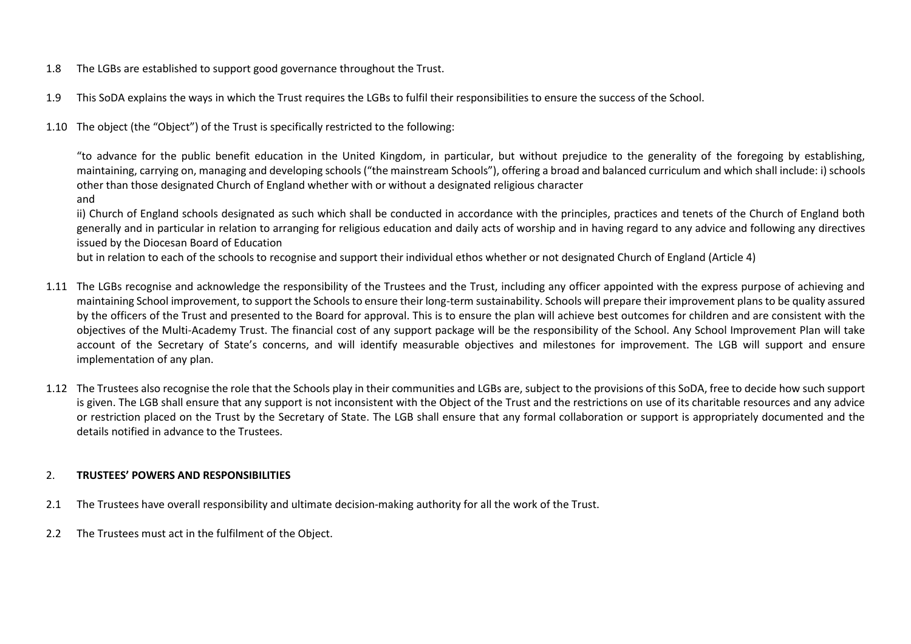1.8 The LGBs are established to support good governance throughout the Trust.

1.9 This SoDA explains the ways in which the Trust requires the LGBs to fulfil their responsibilities to ensure the success of the School.

1.10 The object (the "Object") of the Trust is specifically restricted to the following:

"to advance for the public benefit education in the United Kingdom, in particular, but without prejudice to the generality of the foregoing by establishing, maintaining, carrying on, managing and developing schools ("the mainstream Schools"), offering a broad and balanced curriculum and which shall include: i) schools other than those designated Church of England whether with or without a designated religious character
and
ii) Church of England schools designated as such which shall be conducted in accordance with the principles, practices and tenets of the Church of England both generally and in particular in relation to arranging for religious education and daily acts of worship and in having regard to any advice and following any directives issued by the Diocesan Board of Education
but in relation to each of the schools to recognise and support their individual ethos whether or not designated Church of England (Article 4)

1.11 The LGBs recognise and acknowledge the responsibility of the Trustees and the Trust, including any officer appointed with the express purpose of achieving and maintaining School improvement, to support the Schools to ensure their long-term sustainability. Schools will prepare their improvement plans to be quality assured by the officers of the Trust and presented to the Board for approval. This is to ensure the plan will achieve best outcomes for children and are consistent with the objectives of the Multi-Academy Trust. The financial cost of any support package will be the responsibility of the School. Any School Improvement Plan will take account of the Secretary of State's concerns, and will identify measurable objectives and milestones for improvement. The LGB will support and ensure implementation of any plan.

1.12 The Trustees also recognise the role that the Schools play in their communities and LGBs are, subject to the provisions of this SoDA, free to decide how such support is given. The LGB shall ensure that any support is not inconsistent with the Object of the Trust and the restrictions on use of its charitable resources and any advice or restriction placed on the Trust by the Secretary of State. The LGB shall ensure that any formal collaboration or support is appropriately documented and the details notified in advance to the Trustees.

## 2. TRUSTEES' POWERS AND RESPONSIBILITIES

2.1 The Trustees have overall responsibility and ultimate decision-making authority for all the work of the Trust.

2.2 The Trustees must act in the fulfilment of the Object.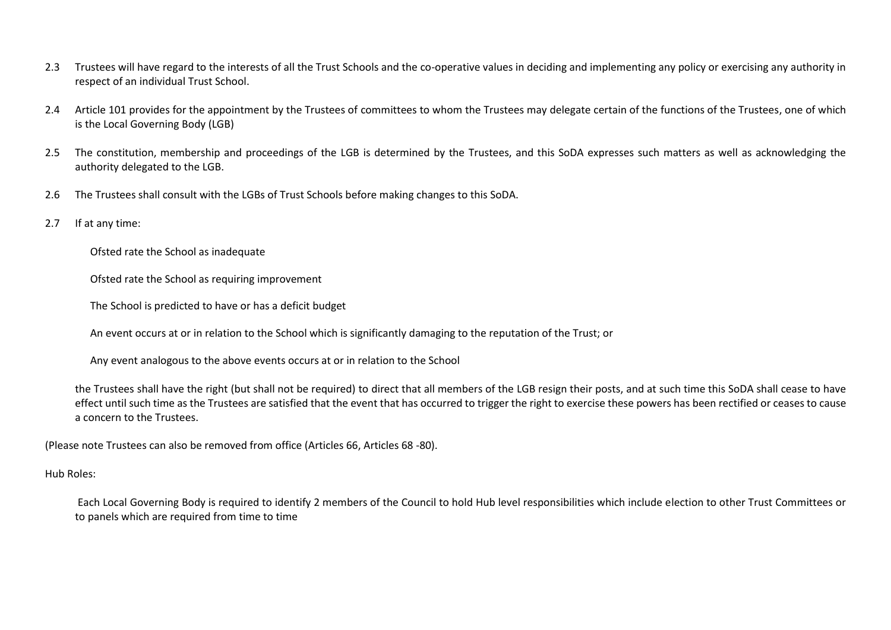2.3 Trustees will have regard to the interests of all the Trust Schools and the co-operative values in deciding and implementing any policy or exercising any authority in respect of an individual Trust School.

2.4 Article 101 provides for the appointment by the Trustees of committees to whom the Trustees may delegate certain of the functions of the Trustees, one of which is the Local Governing Body (LGB)

2.5 The constitution, membership and proceedings of the LGB is determined by the Trustees, and this SoDA expresses such matters as well as acknowledging the authority delegated to the LGB.

2.6 The Trustees shall consult with the LGBs of Trust Schools before making changes to this SoDA.

2.7 If at any time:

- Ofsted rate the School as inadequate
- Ofsted rate the School as requiring improvement
- The School is predicted to have or has a deficit budget
- An event occurs at or in relation to the School which is significantly damaging to the reputation of the Trust; or
- Any event analogous to the above events occurs at or in relation to the School

the Trustees shall have the right (but shall not be required) to direct that all members of the LGB resign their posts, and at such time this SoDA shall cease to have effect until such time as the Trustees are satisfied that the event that has occurred to trigger the right to exercise these powers has been rectified or ceases to cause a concern to the Trustees.

(Please note Trustees can also be removed from office (Articles 66, Articles 68 -80).

Hub Roles:

Each Local Governing Body is required to identify 2 members of the Council to hold Hub level responsibilities which include election to other Trust Committees or to panels which are required from time to time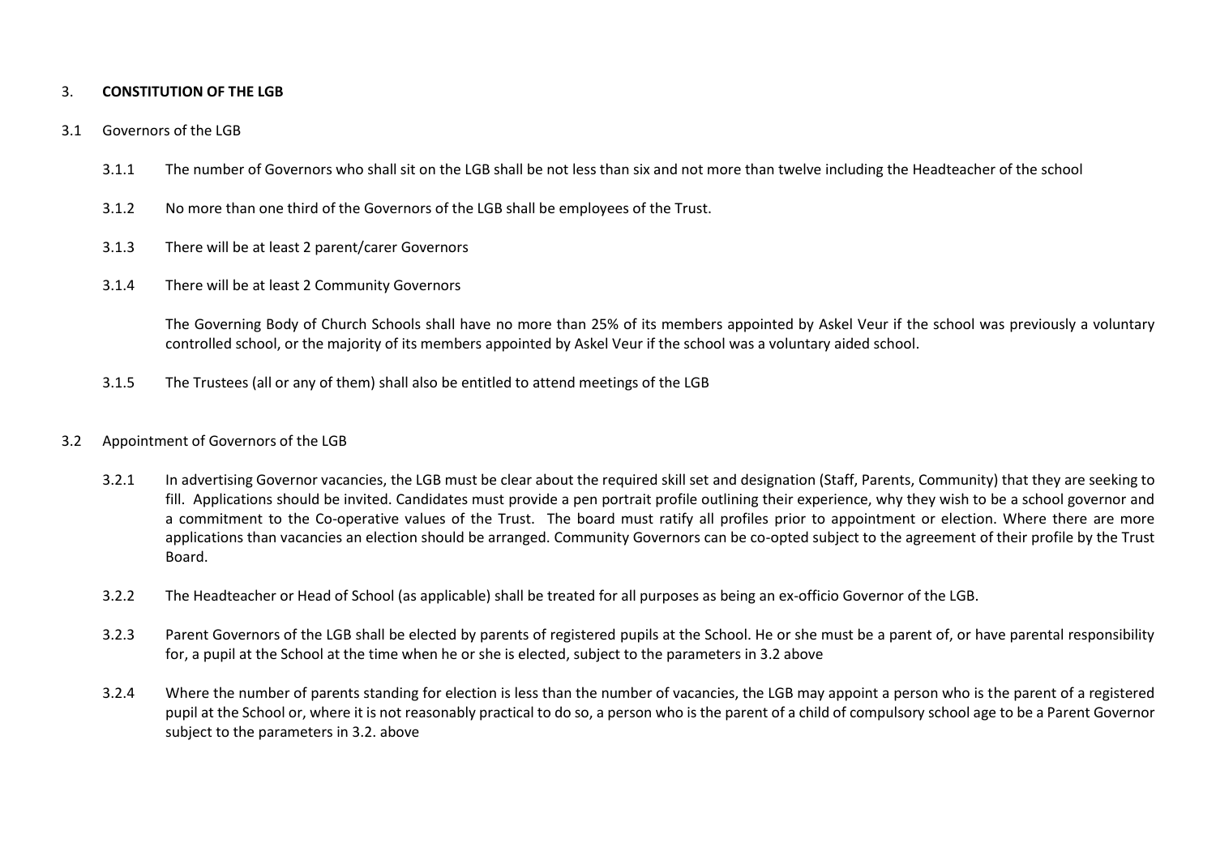## 3. **CONSTITUTION OF THE LGB**

### 3.1 Governors of the LGB

3.1.1 The number of Governors who shall sit on the LGB shall be not less than six and not more than twelve including the Headteacher of the school

3.1.2 No more than one third of the Governors of the LGB shall be employees of the Trust.

3.1.3 There will be at least 2 parent/carer Governors

3.1.4 There will be at least 2 Community Governors

The Governing Body of Church Schools shall have no more than 25% of its members appointed by Askel Veur if the school was previously a voluntary controlled school, or the majority of its members appointed by Askel Veur if the school was a voluntary aided school.

3.1.5 The Trustees (all or any of them) shall also be entitled to attend meetings of the LGB

### 3.2 Appointment of Governors of the LGB

3.2.1 In advertising Governor vacancies, the LGB must be clear about the required skill set and designation (Staff, Parents, Community) that they are seeking to fill. Applications should be invited. Candidates must provide a pen portrait profile outlining their experience, why they wish to be a school governor and a commitment to the Co-operative values of the Trust. The board must ratify all profiles prior to appointment or election. Where there are more applications than vacancies an election should be arranged. Community Governors can be co-opted subject to the agreement of their profile by the Trust Board.

3.2.2 The Headteacher or Head of School (as applicable) shall be treated for all purposes as being an ex-officio Governor of the LGB.

3.2.3 Parent Governors of the LGB shall be elected by parents of registered pupils at the School. He or she must be a parent of, or have parental responsibility for, a pupil at the School at the time when he or she is elected, subject to the parameters in 3.2 above

3.2.4 Where the number of parents standing for election is less than the number of vacancies, the LGB may appoint a person who is the parent of a registered pupil at the School or, where it is not reasonably practical to do so, a person who is the parent of a child of compulsory school age to be a Parent Governor subject to the parameters in 3.2. above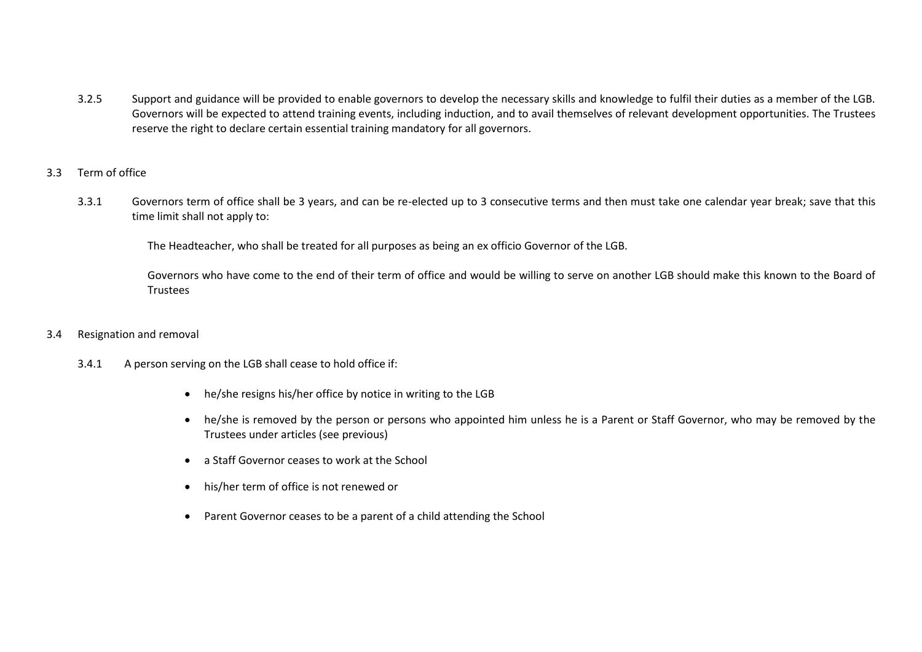3.2.5 Support and guidance will be provided to enable governors to develop the necessary skills and knowledge to fulfil their duties as a member of the LGB. Governors will be expected to attend training events, including induction, and to avail themselves of relevant development opportunities. The Trustees reserve the right to declare certain essential training mandatory for all governors.

### 3.3 Term of office

3.3.1 Governors term of office shall be 3 years, and can be re-elected up to 3 consecutive terms and then must take one calendar year break; save that this time limit shall not apply to:

The Headteacher, who shall be treated for all purposes as being an ex officio Governor of the LGB.

Governors who have come to the end of their term of office and would be willing to serve on another LGB should make this known to the Board of Trustees

### 3.4 Resignation and removal

3.4.1 A person serving on the LGB shall cease to hold office if:

- he/she resigns his/her office by notice in writing to the LGB
- he/she is removed by the person or persons who appointed him unless he is a Parent or Staff Governor, who may be removed by the Trustees under articles (see previous)
- a Staff Governor ceases to work at the School
- his/her term of office is not renewed or
- Parent Governor ceases to be a parent of a child attending the School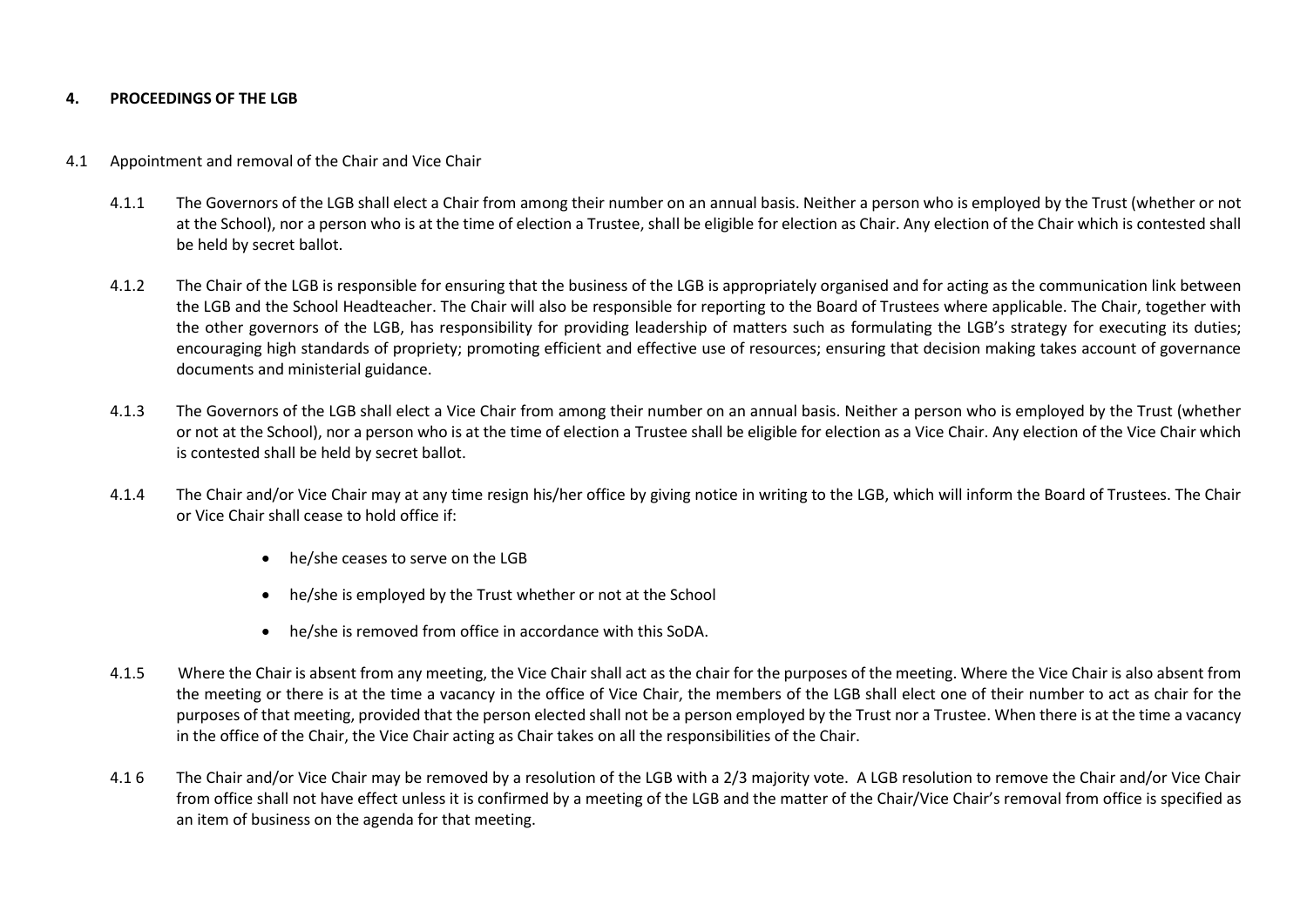## 4. PROCEEDINGS OF THE LGB

4.1 Appointment and removal of the Chair and Vice Chair

4.1.1 The Governors of the LGB shall elect a Chair from among their number on an annual basis. Neither a person who is employed by the Trust (whether or not at the School), nor a person who is at the time of election a Trustee, shall be eligible for election as Chair. Any election of the Chair which is contested shall be held by secret ballot.

4.1.2 The Chair of the LGB is responsible for ensuring that the business of the LGB is appropriately organised and for acting as the communication link between the LGB and the School Headteacher. The Chair will also be responsible for reporting to the Board of Trustees where applicable. The Chair, together with the other governors of the LGB, has responsibility for providing leadership of matters such as formulating the LGB's strategy for executing its duties; encouraging high standards of propriety; promoting efficient and effective use of resources; ensuring that decision making takes account of governance documents and ministerial guidance.

4.1.3 The Governors of the LGB shall elect a Vice Chair from among their number on an annual basis. Neither a person who is employed by the Trust (whether or not at the School), nor a person who is at the time of election a Trustee shall be eligible for election as a Vice Chair. Any election of the Vice Chair which is contested shall be held by secret ballot.

4.1.4 The Chair and/or Vice Chair may at any time resign his/her office by giving notice in writing to the LGB, which will inform the Board of Trustees. The Chair or Vice Chair shall cease to hold office if:

- he/she ceases to serve on the LGB
- he/she is employed by the Trust whether or not at the School
- he/she is removed from office in accordance with this SoDA.

4.1.5 Where the Chair is absent from any meeting, the Vice Chair shall act as the chair for the purposes of the meeting. Where the Vice Chair is also absent from the meeting or there is at the time a vacancy in the office of Vice Chair, the members of the LGB shall elect one of their number to act as chair for the purposes of that meeting, provided that the person elected shall not be a person employed by the Trust nor a Trustee. When there is at the time a vacancy in the office of the Chair, the Vice Chair acting as Chair takes on all the responsibilities of the Chair.

4.1 6 The Chair and/or Vice Chair may be removed by a resolution of the LGB with a 2/3 majority vote. A LGB resolution to remove the Chair and/or Vice Chair from office shall not have effect unless it is confirmed by a meeting of the LGB and the matter of the Chair/Vice Chair's removal from office is specified as an item of business on the agenda for that meeting.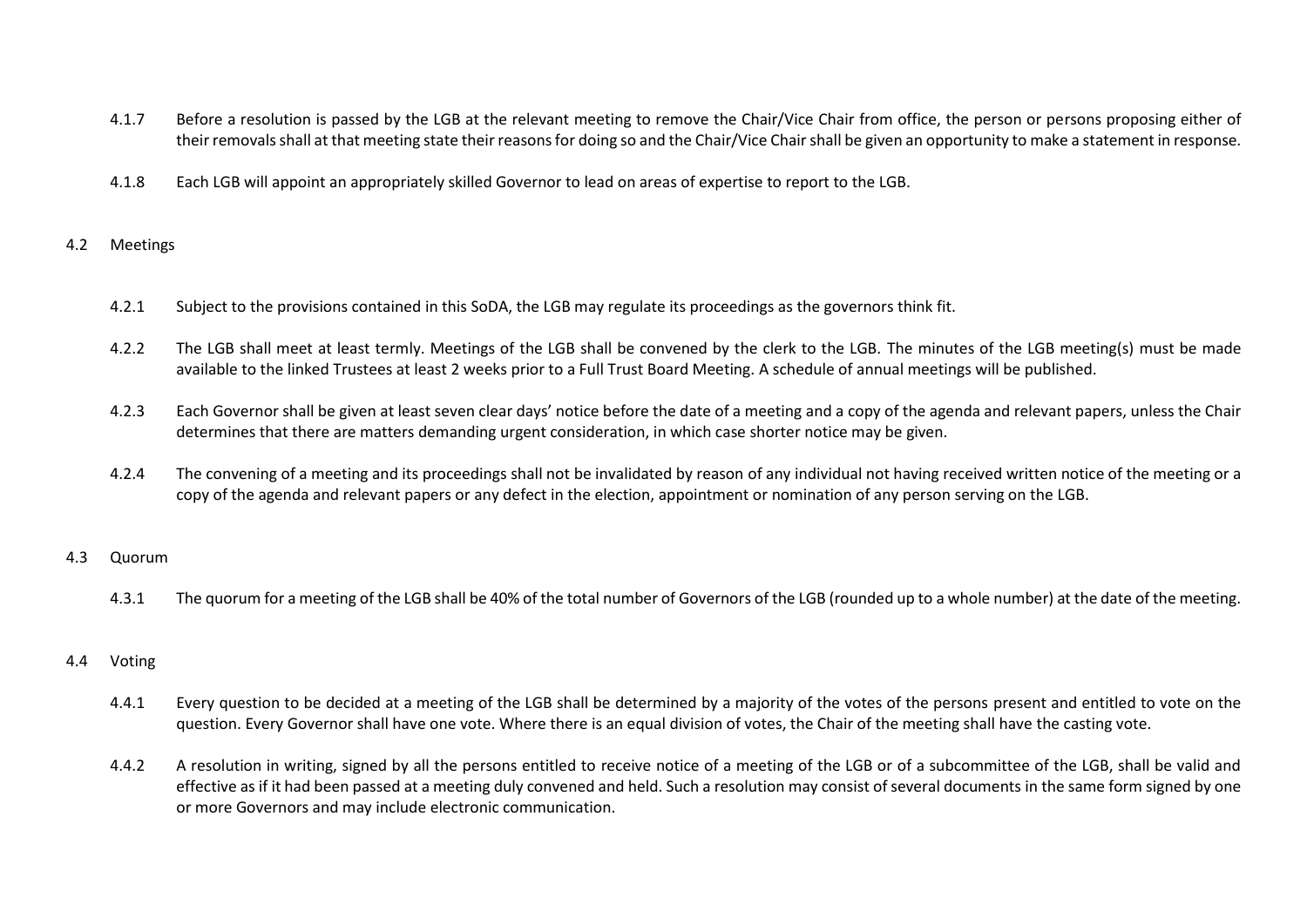4.1.7 Before a resolution is passed by the LGB at the relevant meeting to remove the Chair/Vice Chair from office, the person or persons proposing either of their removals shall at that meeting state their reasons for doing so and the Chair/Vice Chair shall be given an opportunity to make a statement in response.

4.1.8 Each LGB will appoint an appropriately skilled Governor to lead on areas of expertise to report to the LGB.

## 4.2 Meetings

4.2.1 Subject to the provisions contained in this SoDA, the LGB may regulate its proceedings as the governors think fit.

4.2.2 The LGB shall meet at least termly. Meetings of the LGB shall be convened by the clerk to the LGB. The minutes of the LGB meeting(s) must be made available to the linked Trustees at least 2 weeks prior to a Full Trust Board Meeting. A schedule of annual meetings will be published.

4.2.3 Each Governor shall be given at least seven clear days' notice before the date of a meeting and a copy of the agenda and relevant papers, unless the Chair determines that there are matters demanding urgent consideration, in which case shorter notice may be given.

4.2.4 The convening of a meeting and its proceedings shall not be invalidated by reason of any individual not having received written notice of the meeting or a copy of the agenda and relevant papers or any defect in the election, appointment or nomination of any person serving on the LGB.

## 4.3 Quorum

4.3.1 The quorum for a meeting of the LGB shall be 40% of the total number of Governors of the LGB (rounded up to a whole number) at the date of the meeting.

## 4.4 Voting

4.4.1 Every question to be decided at a meeting of the LGB shall be determined by a majority of the votes of the persons present and entitled to vote on the question. Every Governor shall have one vote. Where there is an equal division of votes, the Chair of the meeting shall have the casting vote.

4.4.2 A resolution in writing, signed by all the persons entitled to receive notice of a meeting of the LGB or of a subcommittee of the LGB, shall be valid and effective as if it had been passed at a meeting duly convened and held. Such a resolution may consist of several documents in the same form signed by one or more Governors and may include electronic communication.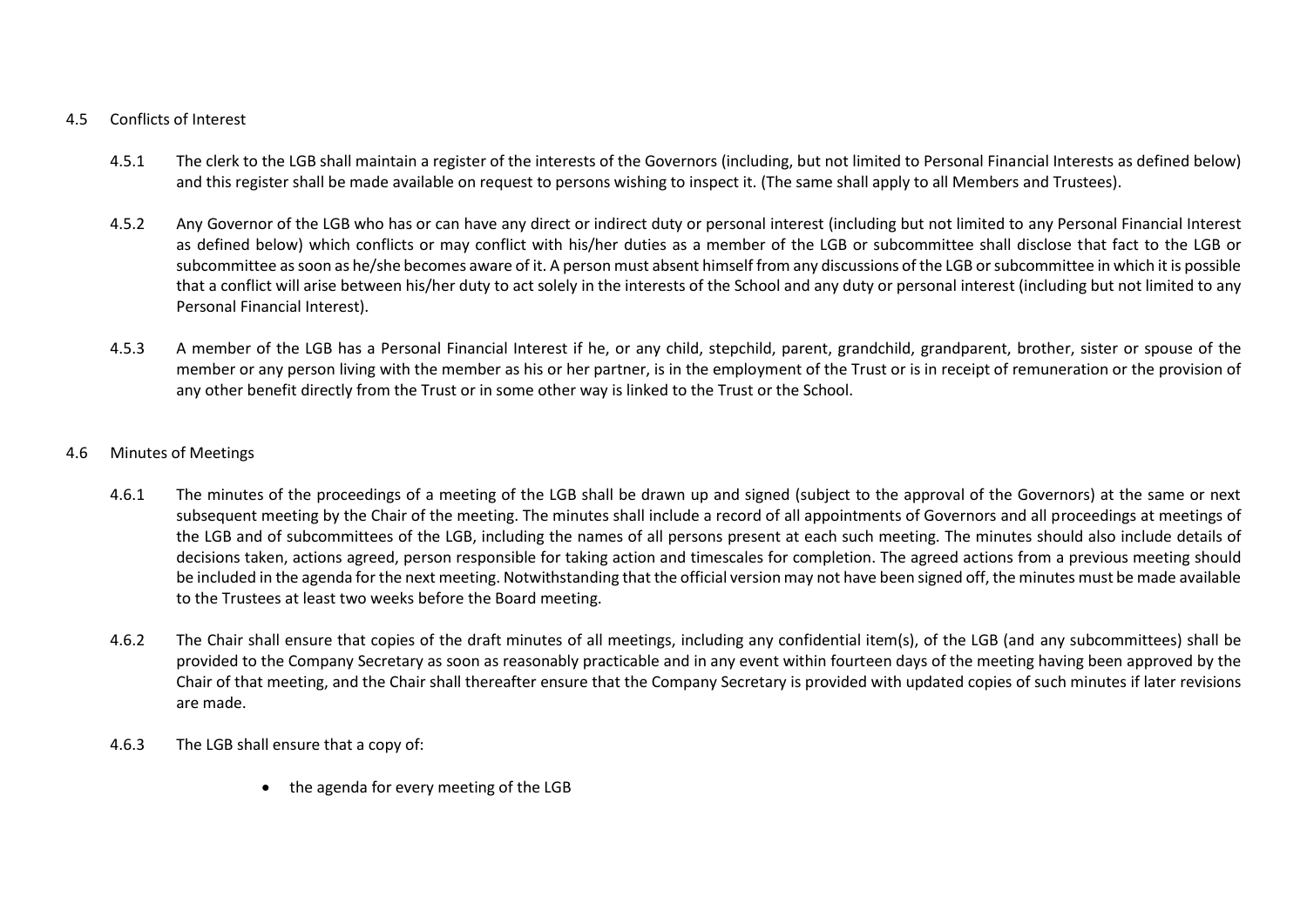4.5 Conflicts of Interest

4.5.1 The clerk to the LGB shall maintain a register of the interests of the Governors (including, but not limited to Personal Financial Interests as defined below) and this register shall be made available on request to persons wishing to inspect it. (The same shall apply to all Members and Trustees).

4.5.2 Any Governor of the LGB who has or can have any direct or indirect duty or personal interest (including but not limited to any Personal Financial Interest as defined below) which conflicts or may conflict with his/her duties as a member of the LGB or subcommittee shall disclose that fact to the LGB or subcommittee as soon as he/she becomes aware of it. A person must absent himself from any discussions of the LGB or subcommittee in which it is possible that a conflict will arise between his/her duty to act solely in the interests of the School and any duty or personal interest (including but not limited to any Personal Financial Interest).

4.5.3 A member of the LGB has a Personal Financial Interest if he, or any child, stepchild, parent, grandchild, grandparent, brother, sister or spouse of the member or any person living with the member as his or her partner, is in the employment of the Trust or is in receipt of remuneration or the provision of any other benefit directly from the Trust or in some other way is linked to the Trust or the School.

4.6 Minutes of Meetings

4.6.1 The minutes of the proceedings of a meeting of the LGB shall be drawn up and signed (subject to the approval of the Governors) at the same or next subsequent meeting by the Chair of the meeting. The minutes shall include a record of all appointments of Governors and all proceedings at meetings of the LGB and of subcommittees of the LGB, including the names of all persons present at each such meeting. The minutes should also include details of decisions taken, actions agreed, person responsible for taking action and timescales for completion. The agreed actions from a previous meeting should be included in the agenda for the next meeting. Notwithstanding that the official version may not have been signed off, the minutes must be made available to the Trustees at least two weeks before the Board meeting.

4.6.2 The Chair shall ensure that copies of the draft minutes of all meetings, including any confidential item(s), of the LGB (and any subcommittees) shall be provided to the Company Secretary as soon as reasonably practicable and in any event within fourteen days of the meeting having been approved by the Chair of that meeting, and the Chair shall thereafter ensure that the Company Secretary is provided with updated copies of such minutes if later revisions are made.

4.6.3 The LGB shall ensure that a copy of:

- the agenda for every meeting of the LGB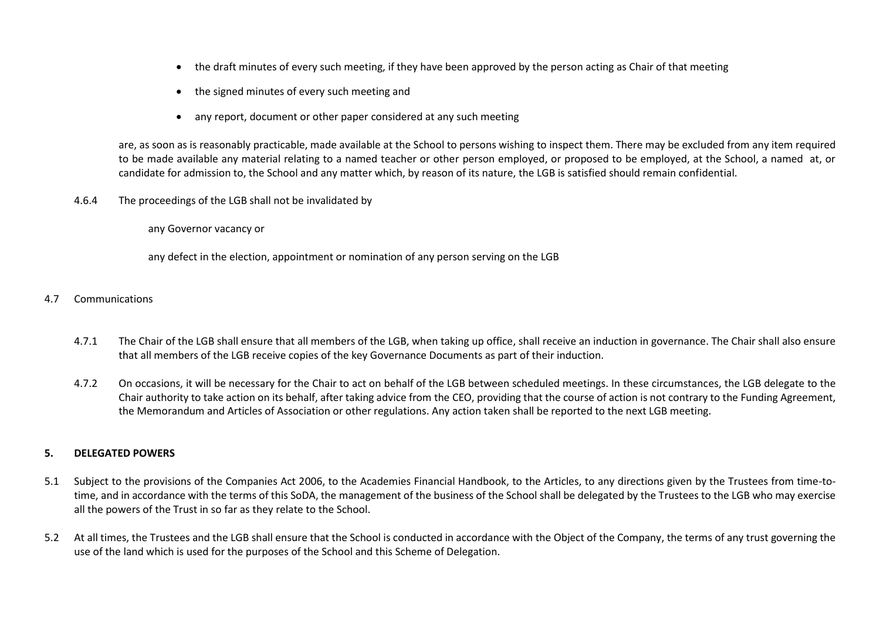- the draft minutes of every such meeting, if they have been approved by the person acting as Chair of that meeting
- the signed minutes of every such meeting and
- any report, document or other paper considered at any such meeting

are, as soon as is reasonably practicable, made available at the School to persons wishing to inspect them. There may be excluded from any item required to be made available any material relating to a named teacher or other person employed, or proposed to be employed, at the School, a named at, or candidate for admission to, the School and any matter which, by reason of its nature, the LGB is satisfied should remain confidential.

4.6.4 The proceedings of the LGB shall not be invalidated by

any Governor vacancy or

any defect in the election, appointment or nomination of any person serving on the LGB

4.7 Communications

4.7.1 The Chair of the LGB shall ensure that all members of the LGB, when taking up office, shall receive an induction in governance. The Chair shall also ensure that all members of the LGB receive copies of the key Governance Documents as part of their induction.

4.7.2 On occasions, it will be necessary for the Chair to act on behalf of the LGB between scheduled meetings. In these circumstances, the LGB delegate to the Chair authority to take action on its behalf, after taking advice from the CEO, providing that the course of action is not contrary to the Funding Agreement, the Memorandum and Articles of Association or other regulations. Any action taken shall be reported to the next LGB meeting.

## 5. DELEGATED POWERS

5.1 Subject to the provisions of the Companies Act 2006, to the Academies Financial Handbook, to the Articles, to any directions given by the Trustees from time-to-time, and in accordance with the terms of this SoDA, the management of the business of the School shall be delegated by the Trustees to the LGB who may exercise all the powers of the Trust in so far as they relate to the School.

5.2 At all times, the Trustees and the LGB shall ensure that the School is conducted in accordance with the Object of the Company, the terms of any trust governing the use of the land which is used for the purposes of the School and this Scheme of Delegation.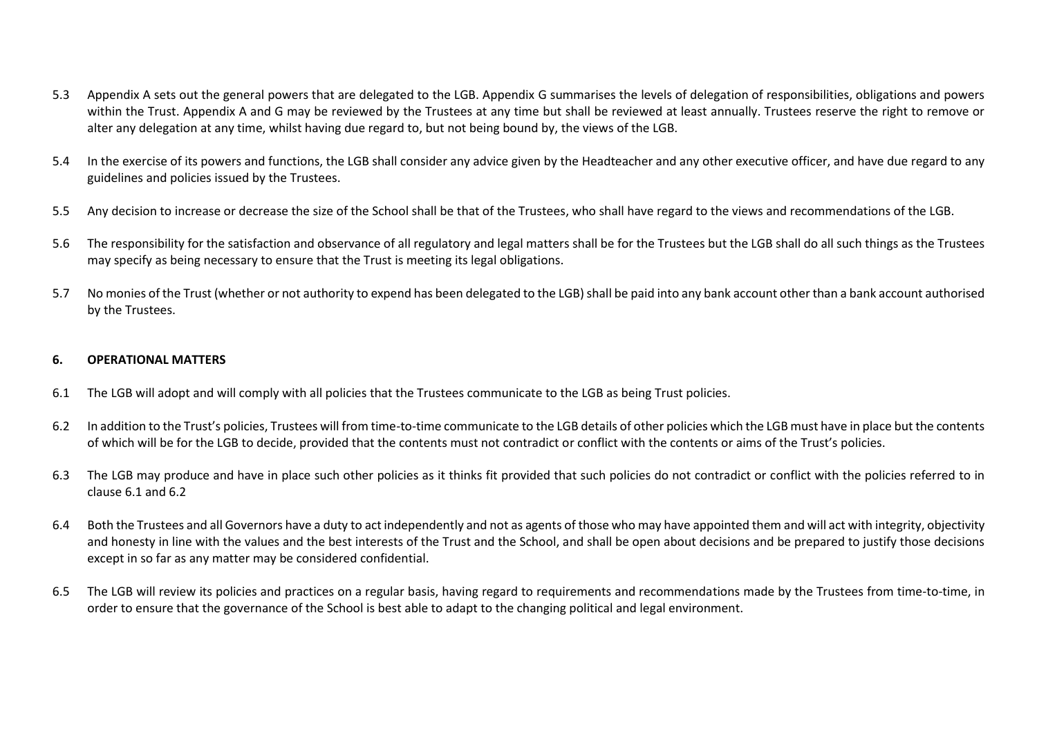5.3 Appendix A sets out the general powers that are delegated to the LGB. Appendix G summarises the levels of delegation of responsibilities, obligations and powers within the Trust. Appendix A and G may be reviewed by the Trustees at any time but shall be reviewed at least annually. Trustees reserve the right to remove or alter any delegation at any time, whilst having due regard to, but not being bound by, the views of the LGB.

5.4 In the exercise of its powers and functions, the LGB shall consider any advice given by the Headteacher and any other executive officer, and have due regard to any guidelines and policies issued by the Trustees.

5.5 Any decision to increase or decrease the size of the School shall be that of the Trustees, who shall have regard to the views and recommendations of the LGB.

5.6 The responsibility for the satisfaction and observance of all regulatory and legal matters shall be for the Trustees but the LGB shall do all such things as the Trustees may specify as being necessary to ensure that the Trust is meeting its legal obligations.

5.7 No monies of the Trust (whether or not authority to expend has been delegated to the LGB) shall be paid into any bank account other than a bank account authorised by the Trustees.

## 6. OPERATIONAL MATTERS

6.1 The LGB will adopt and will comply with all policies that the Trustees communicate to the LGB as being Trust policies.

6.2 In addition to the Trust's policies, Trustees will from time-to-time communicate to the LGB details of other policies which the LGB must have in place but the contents of which will be for the LGB to decide, provided that the contents must not contradict or conflict with the contents or aims of the Trust's policies.

6.3 The LGB may produce and have in place such other policies as it thinks fit provided that such policies do not contradict or conflict with the policies referred to in clause 6.1 and 6.2

6.4 Both the Trustees and all Governors have a duty to act independently and not as agents of those who may have appointed them and will act with integrity, objectivity and honesty in line with the values and the best interests of the Trust and the School, and shall be open about decisions and be prepared to justify those decisions except in so far as any matter may be considered confidential.

6.5 The LGB will review its policies and practices on a regular basis, having regard to requirements and recommendations made by the Trustees from time-to-time, in order to ensure that the governance of the School is best able to adapt to the changing political and legal environment.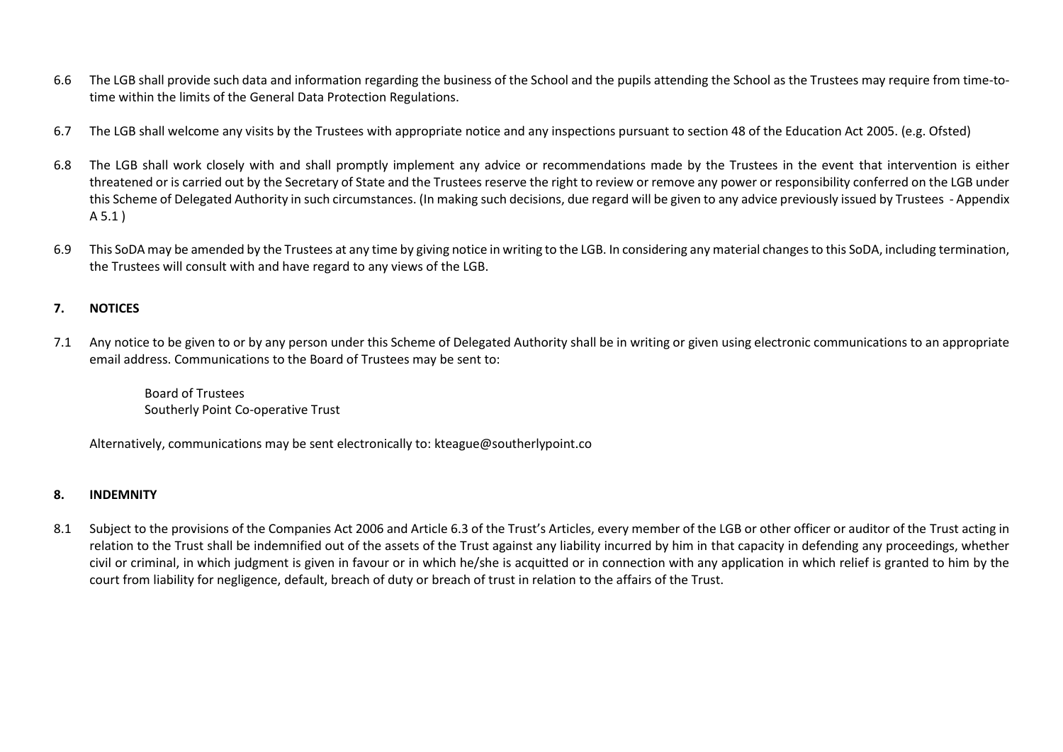6.6 The LGB shall provide such data and information regarding the business of the School and the pupils attending the School as the Trustees may require from time-to-time within the limits of the General Data Protection Regulations.

6.7 The LGB shall welcome any visits by the Trustees with appropriate notice and any inspections pursuant to section 48 of the Education Act 2005. (e.g. Ofsted)

6.8 The LGB shall work closely with and shall promptly implement any advice or recommendations made by the Trustees in the event that intervention is either threatened or is carried out by the Secretary of State and the Trustees reserve the right to review or remove any power or responsibility conferred on the LGB under this Scheme of Delegated Authority in such circumstances. (In making such decisions, due regard will be given to any advice previously issued by Trustees - Appendix A 5.1 )

6.9 This SoDA may be amended by the Trustees at any time by giving notice in writing to the LGB. In considering any material changes to this SoDA, including termination, the Trustees will consult with and have regard to any views of the LGB.

## 7. NOTICES

7.1 Any notice to be given to or by any person under this Scheme of Delegated Authority shall be in writing or given using electronic communications to an appropriate email address. Communications to the Board of Trustees may be sent to:

> Board of Trustees
> Southerly Point Co-operative Trust

Alternatively, communications may be sent electronically to: kteague@southerlypoint.co

## 8. INDEMNITY

8.1 Subject to the provisions of the Companies Act 2006 and Article 6.3 of the Trust's Articles, every member of the LGB or other officer or auditor of the Trust acting in relation to the Trust shall be indemnified out of the assets of the Trust against any liability incurred by him in that capacity in defending any proceedings, whether civil or criminal, in which judgment is given in favour or in which he/she is acquitted or in connection with any application in which relief is granted to him by the court from liability for negligence, default, breach of duty or breach of trust in relation to the affairs of the Trust.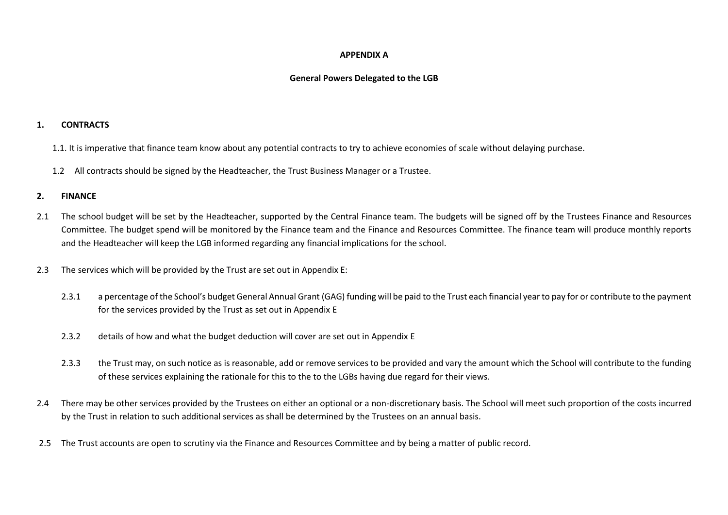**APPENDIX A**

**General Powers Delegated to the LGB**

**1. CONTRACTS**

1.1. It is imperative that finance team know about any potential contracts to try to achieve economies of scale without delaying purchase.

1.2 All contracts should be signed by the Headteacher, the Trust Business Manager or a Trustee.

**2. FINANCE**

2.1 The school budget will be set by the Headteacher, supported by the Central Finance team. The budgets will be signed off by the Trustees Finance and Resources Committee. The budget spend will be monitored by the Finance team and the Finance and Resources Committee. The finance team will produce monthly reports and the Headteacher will keep the LGB informed regarding any financial implications for the school.

2.3 The services which will be provided by the Trust are set out in Appendix E:

2.3.1 a percentage of the School's budget General Annual Grant (GAG) funding will be paid to the Trust each financial year to pay for or contribute to the payment for the services provided by the Trust as set out in Appendix E

2.3.2 details of how and what the budget deduction will cover are set out in Appendix E

2.3.3 the Trust may, on such notice as is reasonable, add or remove services to be provided and vary the amount which the School will contribute to the funding of these services explaining the rationale for this to the to the LGBs having due regard for their views.

2.4 There may be other services provided by the Trustees on either an optional or a non-discretionary basis. The School will meet such proportion of the costs incurred by the Trust in relation to such additional services as shall be determined by the Trustees on an annual basis.

2.5 The Trust accounts are open to scrutiny via the Finance and Resources Committee and by being a matter of public record.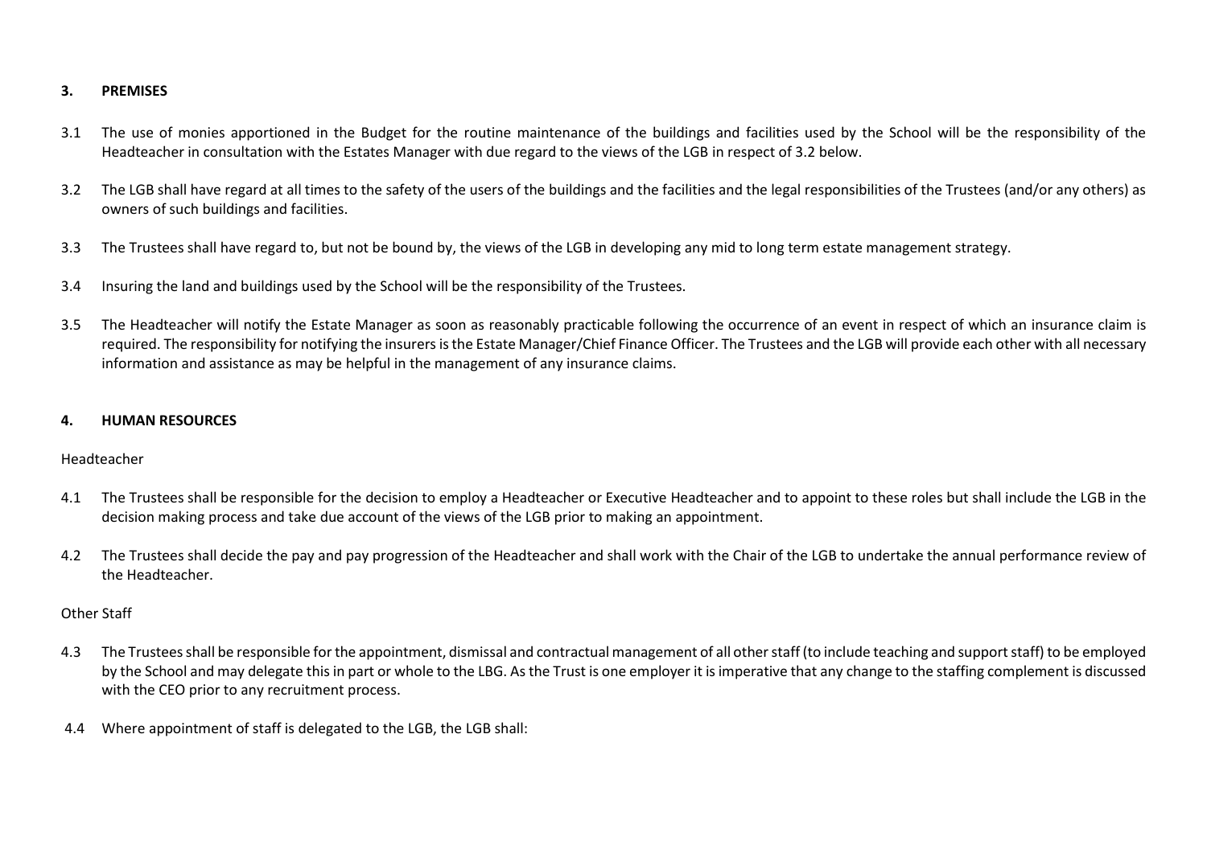## 3. PREMISES

3.1 The use of monies apportioned in the Budget for the routine maintenance of the buildings and facilities used by the School will be the responsibility of the Headteacher in consultation with the Estates Manager with due regard to the views of the LGB in respect of 3.2 below.

3.2 The LGB shall have regard at all times to the safety of the users of the buildings and the facilities and the legal responsibilities of the Trustees (and/or any others) as owners of such buildings and facilities.

3.3 The Trustees shall have regard to, but not be bound by, the views of the LGB in developing any mid to long term estate management strategy.

3.4 Insuring the land and buildings used by the School will be the responsibility of the Trustees.

3.5 The Headteacher will notify the Estate Manager as soon as reasonably practicable following the occurrence of an event in respect of which an insurance claim is required. The responsibility for notifying the insurers is the Estate Manager/Chief Finance Officer. The Trustees and the LGB will provide each other with all necessary information and assistance as may be helpful in the management of any insurance claims.

## 4. HUMAN RESOURCES

Headteacher

4.1 The Trustees shall be responsible for the decision to employ a Headteacher or Executive Headteacher and to appoint to these roles but shall include the LGB in the decision making process and take due account of the views of the LGB prior to making an appointment.

4.2 The Trustees shall decide the pay and pay progression of the Headteacher and shall work with the Chair of the LGB to undertake the annual performance review of the Headteacher.

Other Staff

4.3 The Trustees shall be responsible for the appointment, dismissal and contractual management of all other staff (to include teaching and support staff) to be employed by the School and may delegate this in part or whole to the LBG. As the Trust is one employer it is imperative that any change to the staffing complement is discussed with the CEO prior to any recruitment process.

4.4 Where appointment of staff is delegated to the LGB, the LGB shall: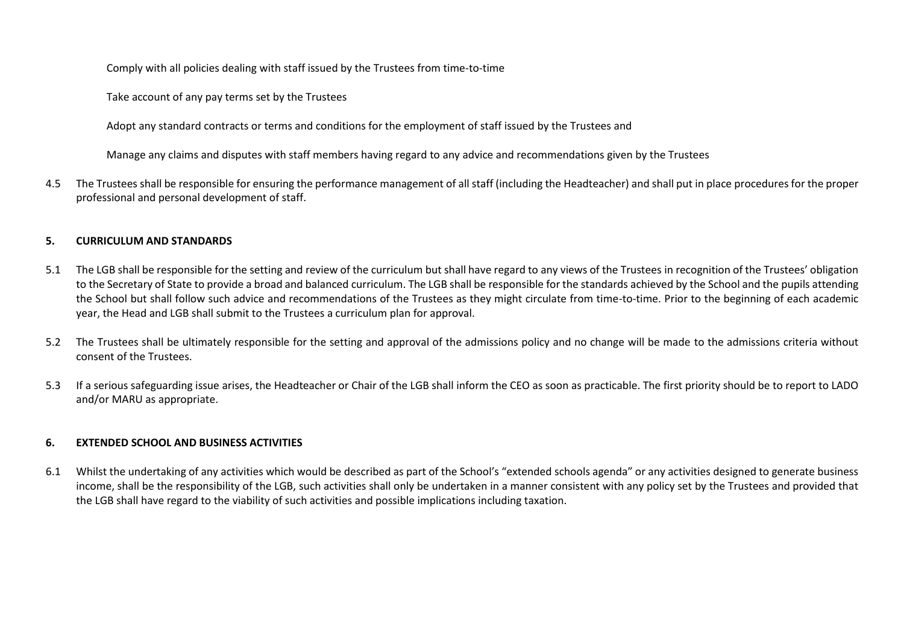Comply with all policies dealing with staff issued by the Trustees from time-to-time

Take account of any pay terms set by the Trustees

Adopt any standard contracts or terms and conditions for the employment of staff issued by the Trustees and

Manage any claims and disputes with staff members having regard to any advice and recommendations given by the Trustees

4.5 The Trustees shall be responsible for ensuring the performance management of all staff (including the Headteacher) and shall put in place procedures for the proper professional and personal development of staff.

**5. CURRICULUM AND STANDARDS**

5.1 The LGB shall be responsible for the setting and review of the curriculum but shall have regard to any views of the Trustees in recognition of the Trustees' obligation to the Secretary of State to provide a broad and balanced curriculum. The LGB shall be responsible for the standards achieved by the School and the pupils attending the School but shall follow such advice and recommendations of the Trustees as they might circulate from time-to-time. Prior to the beginning of each academic year, the Head and LGB shall submit to the Trustees a curriculum plan for approval.

5.2 The Trustees shall be ultimately responsible for the setting and approval of the admissions policy and no change will be made to the admissions criteria without consent of the Trustees.

5.3 If a serious safeguarding issue arises, the Headteacher or Chair of the LGB shall inform the CEO as soon as practicable. The first priority should be to report to LADO and/or MARU as appropriate.

**6. EXTENDED SCHOOL AND BUSINESS ACTIVITIES**

6.1 Whilst the undertaking of any activities which would be described as part of the School's "extended schools agenda" or any activities designed to generate business income, shall be the responsibility of the LGB, such activities shall only be undertaken in a manner consistent with any policy set by the Trustees and provided that the LGB shall have regard to the viability of such activities and possible implications including taxation.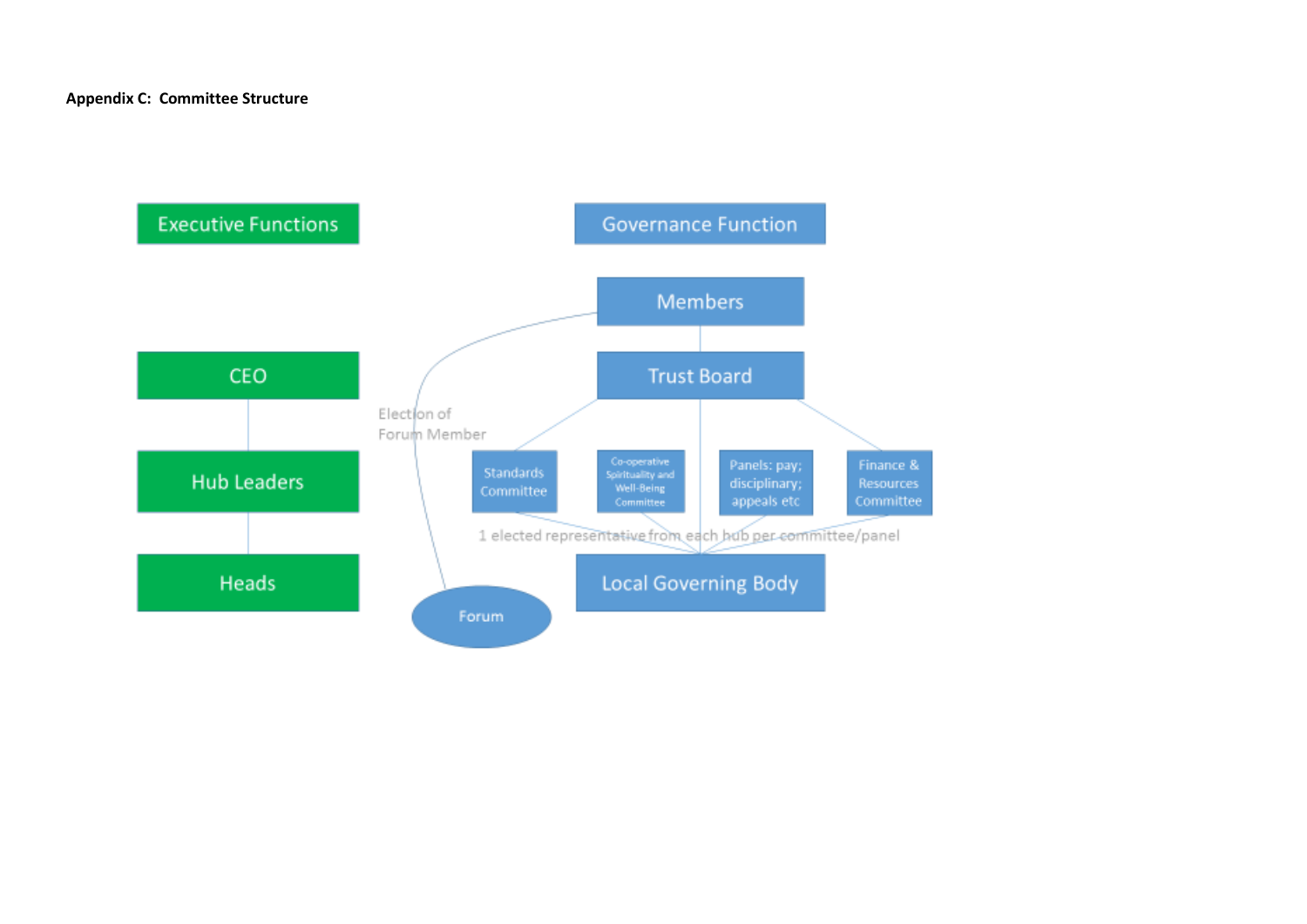**Appendix C: Committee Structure**

Executive Functions

CEO

Hub Leaders

Heads

Governance Function

Members

Trust Board

Election of Forum Member

Standards Committee

Co-operative Spirituality and Well-Being Committee

Panels: pay; disciplinary; appeals etc

Finance & Resources Committee

1 elected representative from each hub per committee/panel

Local Governing Body

Forum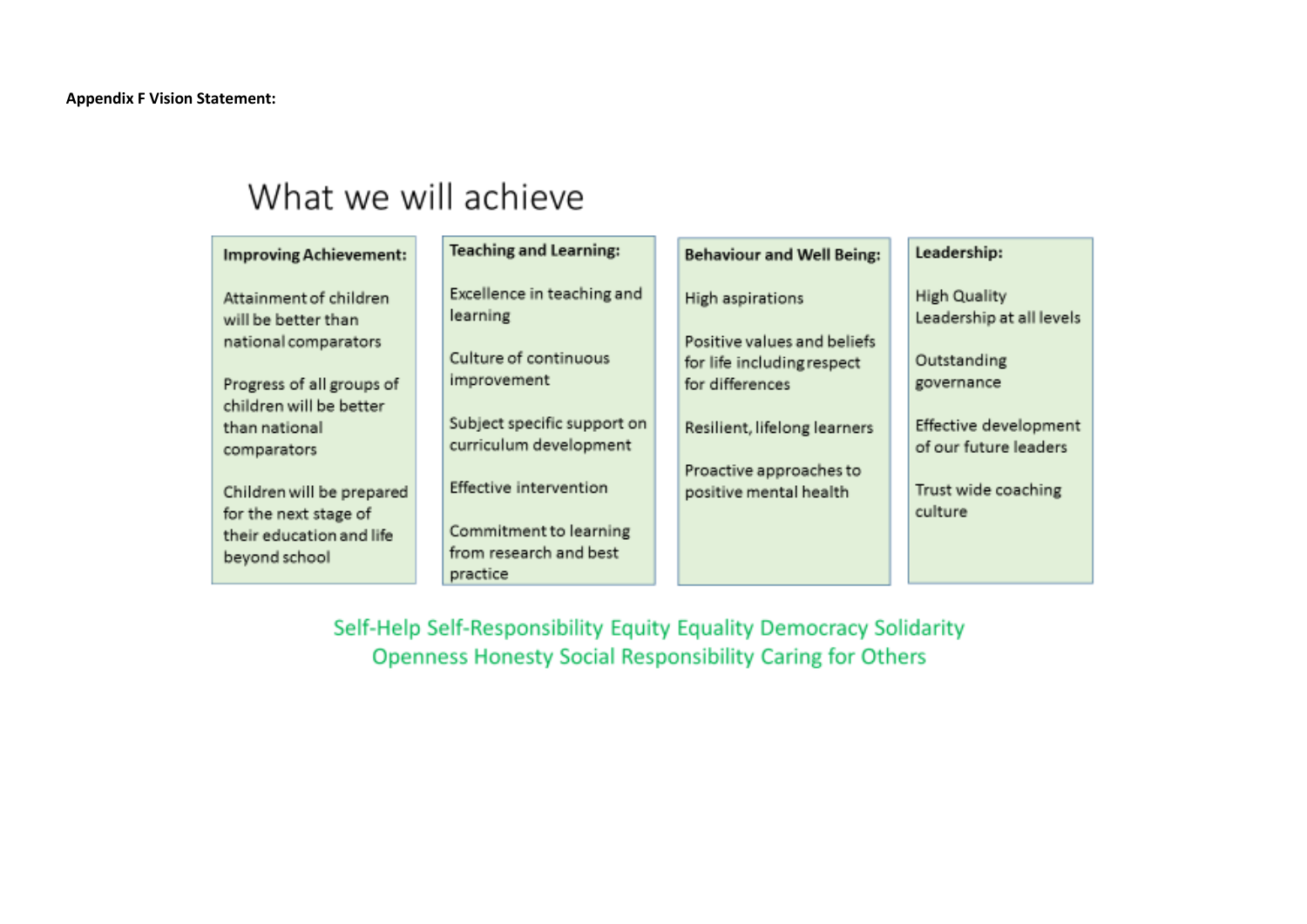**Appendix F Vision Statement:**

# What we will achieve

**Improving Achievement:**

- Attainment of children will be better than national comparators
- Progress of all groups of children will be better than national comparators
- Children will be prepared for the next stage of their education and life beyond school

**Teaching and Learning:**

- Excellence in teaching and learning
- Culture of continuous improvement
- Subject specific support on curriculum development
- Effective intervention
- Commitment to learning from research and best practice

**Behaviour and Well Being:**

- High aspirations
- Positive values and beliefs for life including respect for differences
- Resilient, lifelong learners
- Proactive approaches to positive mental health

**Leadership:**

- High Quality Leadership at all levels
- Outstanding governance
- Effective development of our future leaders
- Trust wide coaching culture

Self-Help Self-Responsibility Equity Equality Democracy Solidarity
Openness Honesty Social Responsibility Caring for Others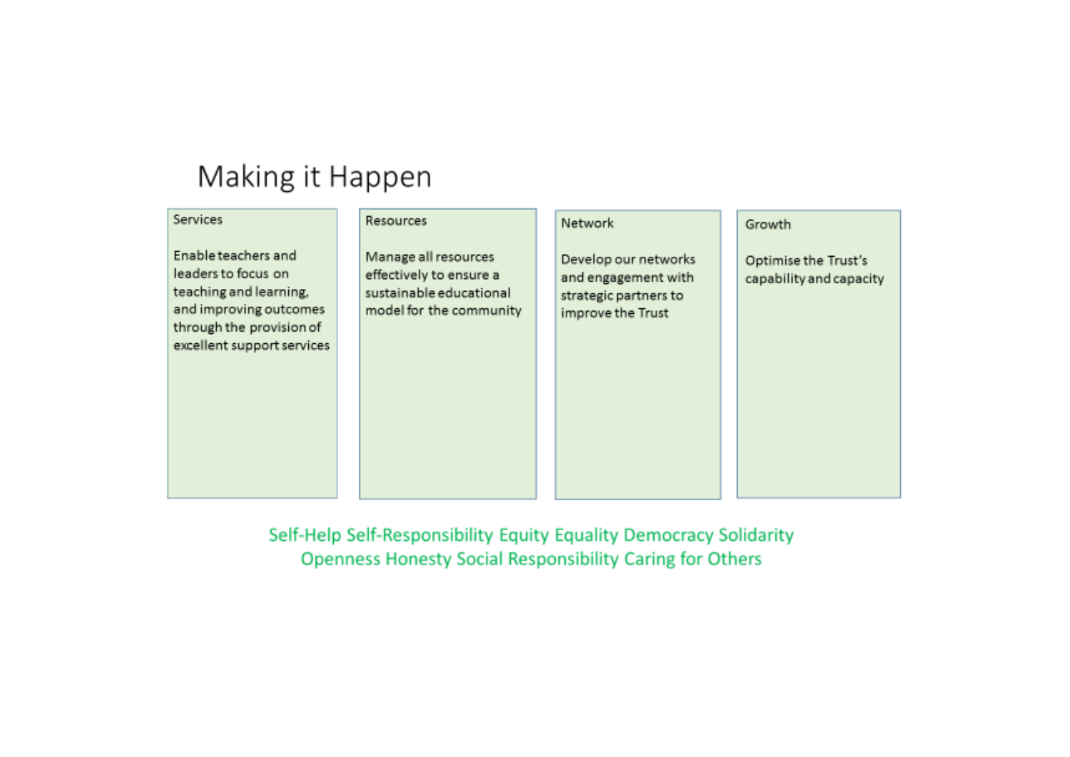# Making it Happen

| Services | Resources | Network | Growth |
|---|---|---|---|
| Enable teachers and leaders to focus on teaching and learning, and improving outcomes through the provision of excellent support services | Manage all resources effectively to ensure a sustainable educational model for the community | Develop our networks and engagement with strategic partners to improve the Trust | Optimise the Trust's capability and capacity |

Self-Help Self-Responsibility Equity Equality Democracy Solidarity
Openness Honesty Social Responsibility Caring for Others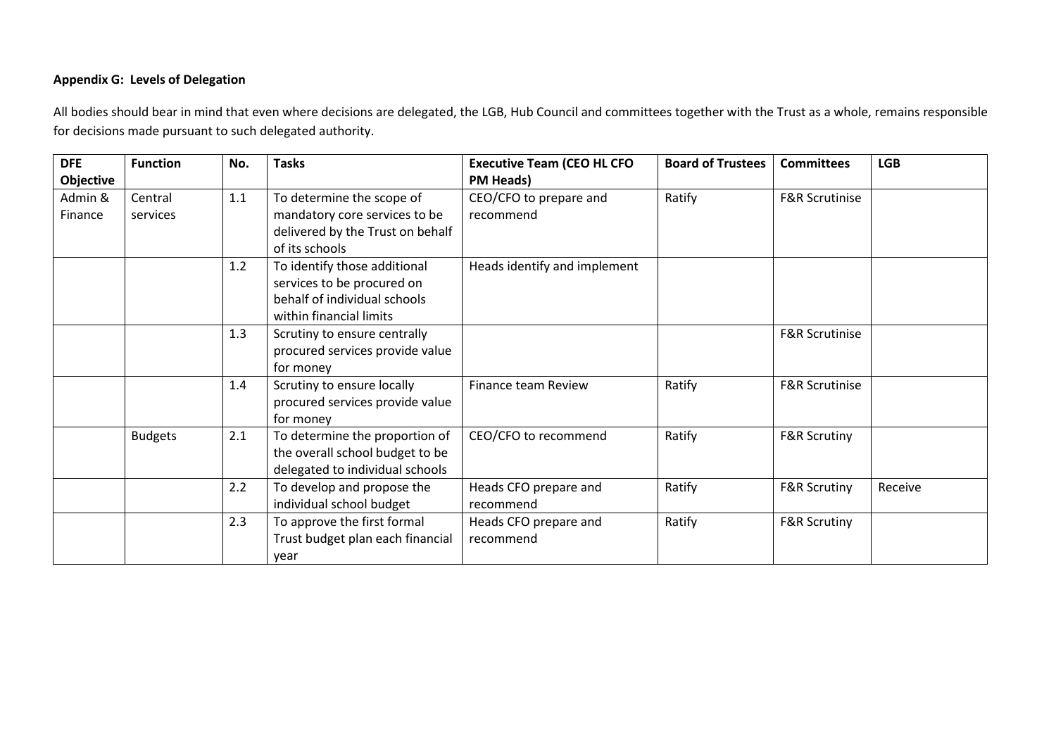**Appendix G: Levels of Delegation**

All bodies should bear in mind that even where decisions are delegated, the LGB, Hub Council and committees together with the Trust as a whole, remains responsible for decisions made pursuant to such delegated authority.

| DFE Objective | Function | No. | Tasks | Executive Team (CEO HL CFO PM Heads) | Board of Trustees | Committees | LGB |
|---|---|---|---|---|---|---|---|
| Admin & Finance | Central services | 1.1 | To determine the scope of mandatory core services to be delivered by the Trust on behalf of its schools | CEO/CFO to prepare and recommend | Ratify | F&R Scrutinise | |
| | | 1.2 | To identify those additional services to be procured on behalf of individual schools within financial limits | Heads identify and implement | | | |
| | | 1.3 | Scrutiny to ensure centrally procured services provide value for money | | | F&R Scrutinise | |
| | | 1.4 | Scrutiny to ensure locally procured services provide value for money | Finance team Review | Ratify | F&R Scrutinise | |
| | Budgets | 2.1 | To determine the proportion of the overall school budget to be delegated to individual schools | CEO/CFO to recommend | Ratify | F&R Scrutiny | |
| | | 2.2 | To develop and propose the individual school budget | Heads CFO prepare and recommend | Ratify | F&R Scrutiny | Receive |
| | | 2.3 | To approve the first formal Trust budget plan each financial year | Heads CFO prepare and recommend | Ratify | F&R Scrutiny | |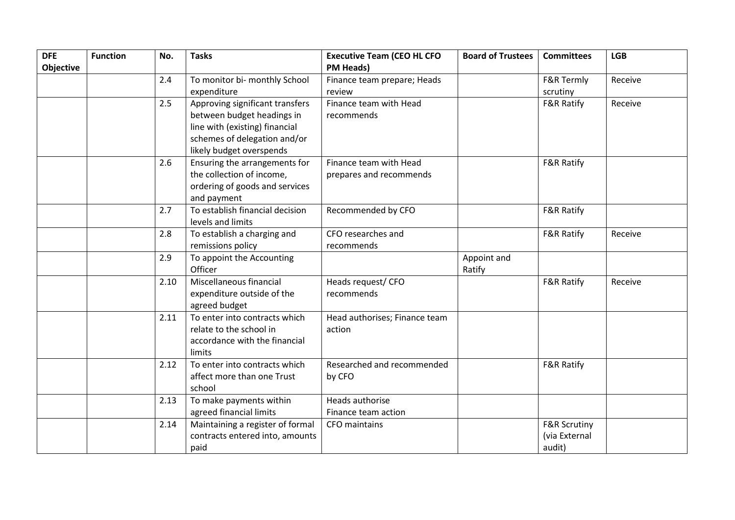| DFE Objective | Function | No. | Tasks | Executive Team (CEO HL CFO PM Heads) | Board of Trustees | Committees | LGB |
|---|---|---|---|---|---|---|---|
| | | 2.4 | To monitor bi- monthly School expenditure | Finance team prepare; Heads review | | F&R Termly scrutiny | Receive |
| | | 2.5 | Approving significant transfers between budget headings in line with (existing) financial schemes of delegation and/or likely budget overspends | Finance team with Head recommends | | F&R Ratify | Receive |
| | | 2.6 | Ensuring the arrangements for the collection of income, ordering of goods and services and payment | Finance team with Head prepares and recommends | | F&R Ratify | |
| | | 2.7 | To establish financial decision levels and limits | Recommended by CFO | | F&R Ratify | |
| | | 2.8 | To establish a charging and remissions policy | CFO researches and recommends | | F&R Ratify | Receive |
| | | 2.9 | To appoint the Accounting Officer | | Appoint and Ratify | | |
| | | 2.10 | Miscellaneous financial expenditure outside of the agreed budget | Heads request/ CFO recommends | | F&R Ratify | Receive |
| | | 2.11 | To enter into contracts which relate to the school in accordance with the financial limits | Head authorises; Finance team action | | | |
| | | 2.12 | To enter into contracts which affect more than one Trust school | Researched and recommended by CFO | | F&R Ratify | |
| | | 2.13 | To make payments within agreed financial limits | Heads authorise Finance team action | | | |
| | | 2.14 | Maintaining a register of formal contracts entered into, amounts paid | CFO maintains | | F&R Scrutiny (via External audit) | |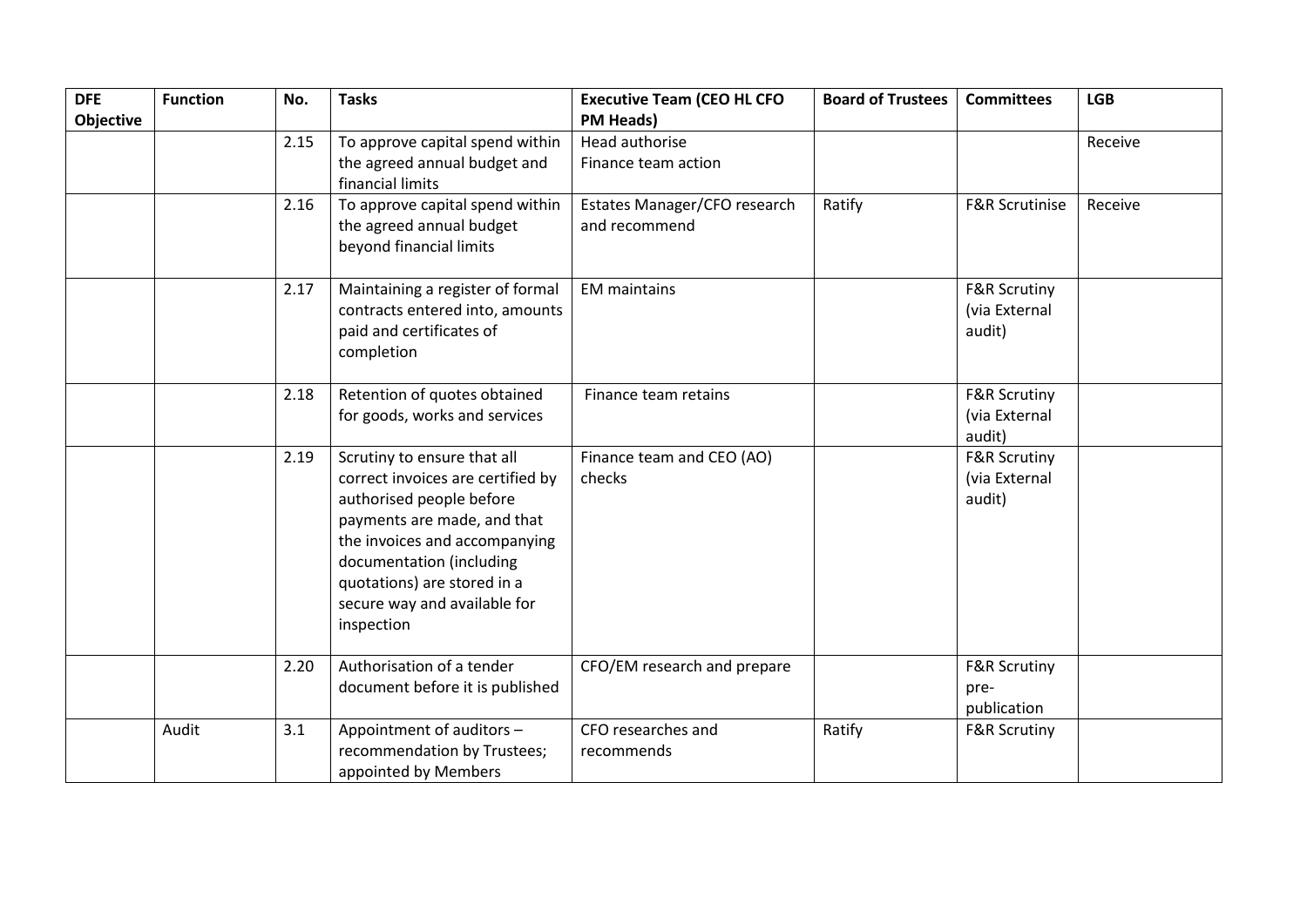| DFE Objective | Function | No. | Tasks | Executive Team (CEO HL CFO PM Heads) | Board of Trustees | Committees | LGB |
|---|---|---|---|---|---|---|---|
| | | 2.15 | To approve capital spend within the agreed annual budget and financial limits | Head authorise<br>Finance team action | | | Receive |
| | | 2.16 | To approve capital spend within the agreed annual budget beyond financial limits | Estates Manager/CFO research and recommend | Ratify | F&R Scrutinise | Receive |
| | | 2.17 | Maintaining a register of formal contracts entered into, amounts paid and certificates of completion | EM maintains | | F&R Scrutiny (via External audit) | |
| | | 2.18 | Retention of quotes obtained for goods, works and services | Finance team retains | | F&R Scrutiny (via External audit) | |
| | | 2.19 | Scrutiny to ensure that all correct invoices are certified by authorised people before payments are made, and that the invoices and accompanying documentation (including quotations) are stored in a secure way and available for inspection | Finance team and CEO (AO) checks | | F&R Scrutiny (via External audit) | |
| | | 2.20 | Authorisation of a tender document before it is published | CFO/EM research and prepare | | F&R Scrutiny pre-publication | |
| | Audit | 3.1 | Appointment of auditors – recommendation by Trustees; appointed by Members | CFO researches and recommends | Ratify | F&R Scrutiny | |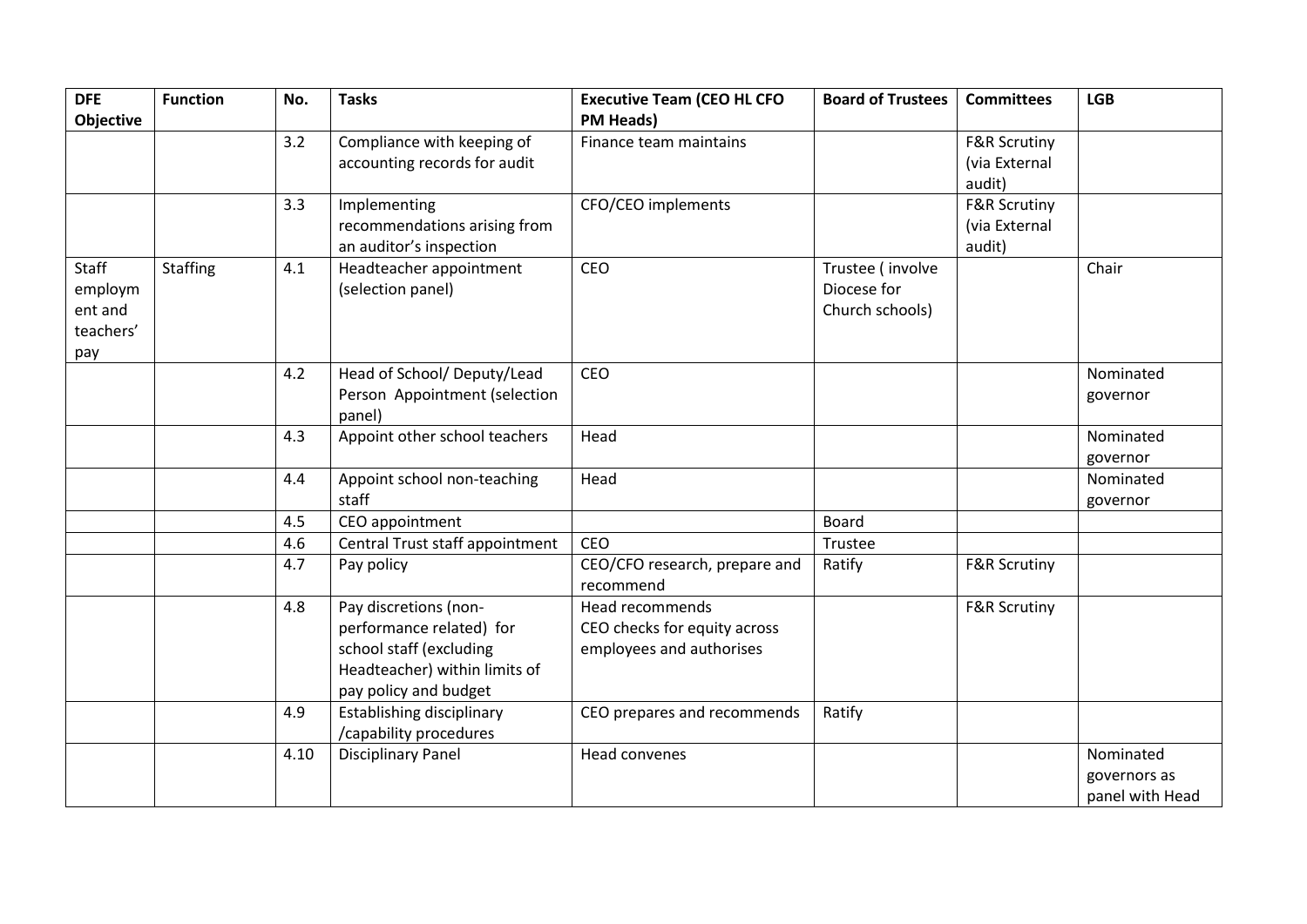| DFE Objective | Function | No. | Tasks | Executive Team (CEO HL CFO PM Heads) | Board of Trustees | Committees | LGB |
|---|---|---|---|---|---|---|---|
| | | 3.2 | Compliance with keeping of accounting records for audit | Finance team maintains | | F&R Scrutiny (via External audit) | |
| | | 3.3 | Implementing recommendations arising from an auditor's inspection | CFO/CEO implements | | F&R Scrutiny (via External audit) | |
| Staff employment and teachers' pay | Staffing | 4.1 | Headteacher appointment (selection panel) | CEO | Trustee ( involve Diocese for Church schools) | | Chair |
| | | 4.2 | Head of School/ Deputy/Lead Person Appointment (selection panel) | CEO | | | Nominated governor |
| | | 4.3 | Appoint other school teachers | Head | | | Nominated governor |
| | | 4.4 | Appoint school non-teaching staff | Head | | | Nominated governor |
| | | 4.5 | CEO appointment | | Board | | |
| | | 4.6 | Central Trust staff appointment | CEO | Trustee | | |
| | | 4.7 | Pay policy | CEO/CFO research, prepare and recommend | Ratify | F&R Scrutiny | |
| | | 4.8 | Pay discretions (non-performance related) for school staff (excluding Headteacher) within limits of pay policy and budget | Head recommends CEO checks for equity across employees and authorises | | F&R Scrutiny | |
| | | 4.9 | Establishing disciplinary /capability procedures | CEO prepares and recommends | Ratify | | |
| | | 4.10 | Disciplinary Panel | Head convenes | | | Nominated governors as panel with Head |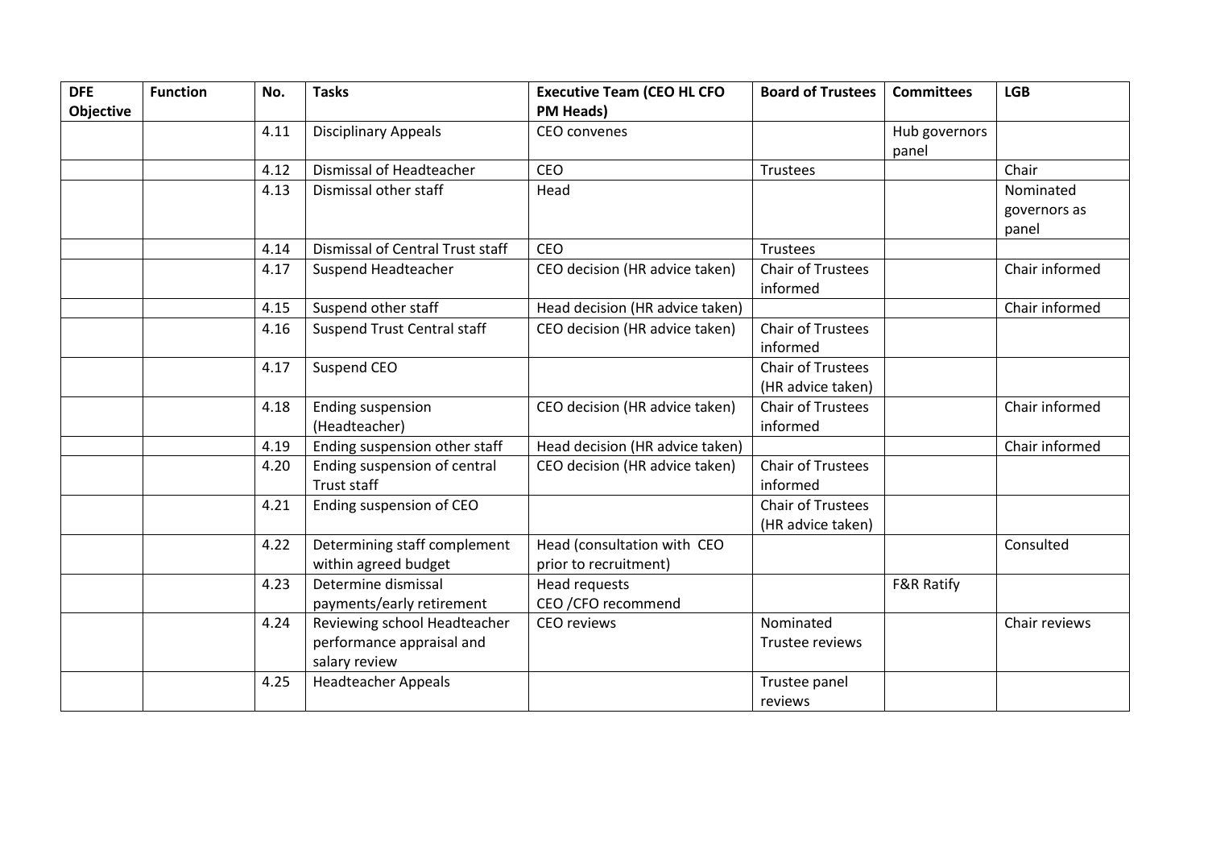| DFE Objective | Function | No. | Tasks | Executive Team (CEO HL CFO PM Heads) | Board of Trustees | Committees | LGB |
|---|---|---|---|---|---|---|---|
| | | 4.11 | Disciplinary Appeals | CEO convenes | | Hub governors panel | |
| | | 4.12 | Dismissal of Headteacher | CEO | Trustees | | Chair |
| | | 4.13 | Dismissal other staff | Head | | | Nominated governors as panel |
| | | 4.14 | Dismissal of Central Trust staff | CEO | Trustees | | |
| | | 4.17 | Suspend Headteacher | CEO decision (HR advice taken) | Chair of Trustees informed | | Chair informed |
| | | 4.15 | Suspend other staff | Head decision (HR advice taken) | | | Chair informed |
| | | 4.16 | Suspend Trust Central staff | CEO decision (HR advice taken) | Chair of Trustees informed | | |
| | | 4.17 | Suspend CEO | | Chair of Trustees (HR advice taken) | | |
| | | 4.18 | Ending suspension (Headteacher) | CEO decision (HR advice taken) | Chair of Trustees informed | | Chair informed |
| | | 4.19 | Ending suspension other staff | Head decision (HR advice taken) | | | Chair informed |
| | | 4.20 | Ending suspension of central Trust staff | CEO decision (HR advice taken) | Chair of Trustees informed | | |
| | | 4.21 | Ending suspension of CEO | | Chair of Trustees (HR advice taken) | | |
| | | 4.22 | Determining staff complement within agreed budget | Head (consultation with CEO prior to recruitment) | | | Consulted |
| | | 4.23 | Determine dismissal payments/early retirement | Head requests CEO /CFO recommend | | F&R Ratify | |
| | | 4.24 | Reviewing school Headteacher performance appraisal and salary review | CEO reviews | Nominated Trustee reviews | | Chair reviews |
| | | 4.25 | Headteacher Appeals | | Trustee panel reviews | | |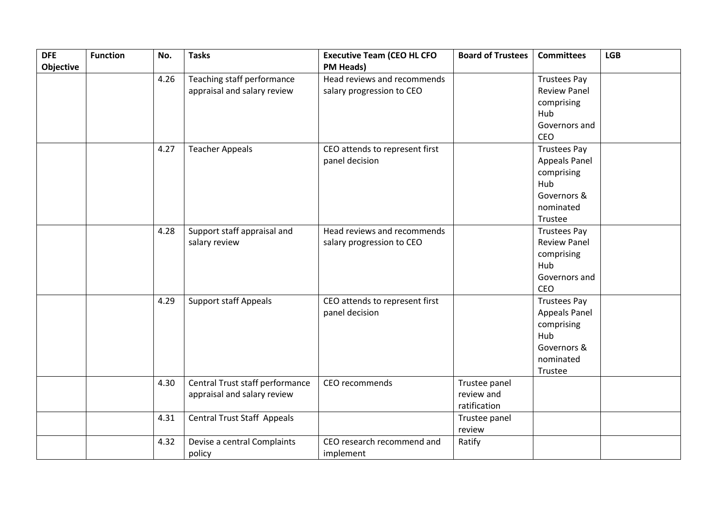| DFE Objective | Function | No. | Tasks | Executive Team (CEO HL CFO PM Heads) | Board of Trustees | Committees | LGB |
|---|---|---|---|---|---|---|---|
| | | 4.26 | Teaching staff performance appraisal and salary review | Head reviews and recommends salary progression to CEO | | Trustees Pay Review Panel comprising Hub Governors and CEO | |
| | | 4.27 | Teacher Appeals | CEO attends to represent first panel decision | | Trustees Pay Appeals Panel comprising Hub Governors & nominated Trustee | |
| | | 4.28 | Support staff appraisal and salary review | Head reviews and recommends salary progression to CEO | | Trustees Pay Review Panel comprising Hub Governors and CEO | |
| | | 4.29 | Support staff Appeals | CEO attends to represent first panel decision | | Trustees Pay Appeals Panel comprising Hub Governors & nominated Trustee | |
| | | 4.30 | Central Trust staff performance appraisal and salary review | CEO recommends | Trustee panel review and ratification | | |
| | | 4.31 | Central Trust Staff Appeals | | Trustee panel review | | |
| | | 4.32 | Devise a central Complaints policy | CEO research recommend and implement | Ratify | | |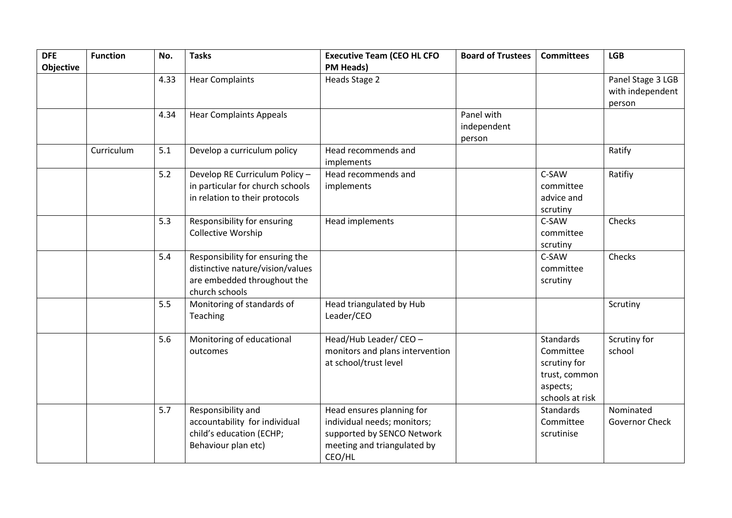| DFE Objective | Function | No. | Tasks | Executive Team (CEO HL CFO PM Heads) | Board of Trustees | Committees | LGB |
|---|---|---|---|---|---|---|---|
| | | 4.33 | Hear Complaints | Heads Stage 2 | | | Panel Stage 3 LGB with independent person |
| | | 4.34 | Hear Complaints Appeals | | Panel with independent person | | |
| | Curriculum | 5.1 | Develop a curriculum policy | Head recommends and implements | | | Ratify |
| | | 5.2 | Develop RE Curriculum Policy – in particular for church schools in relation to their protocols | Head recommends and implements | | C-SAW committee advice and scrutiny | Ratifiy |
| | | 5.3 | Responsibility for ensuring Collective Worship | Head implements | | C-SAW committee scrutiny | Checks |
| | | 5.4 | Responsibility for ensuring the distinctive nature/vision/values are embedded throughout the church schools | | | C-SAW committee scrutiny | Checks |
| | | 5.5 | Monitoring of standards of Teaching | Head triangulated by Hub Leader/CEO | | | Scrutiny |
| | | 5.6 | Monitoring of educational outcomes | Head/Hub Leader/ CEO – monitors and plans intervention at school/trust level | | Standards Committee scrutiny for trust, common aspects; schools at risk | Scrutiny for school |
| | | 5.7 | Responsibility and accountability for individual child's education (ECHP; Behaviour plan etc) | Head ensures planning for individual needs; monitors; supported by SENCO Network meeting and triangulated by CEO/HL | | Standards Committee scrutinise | Nominated Governor Check |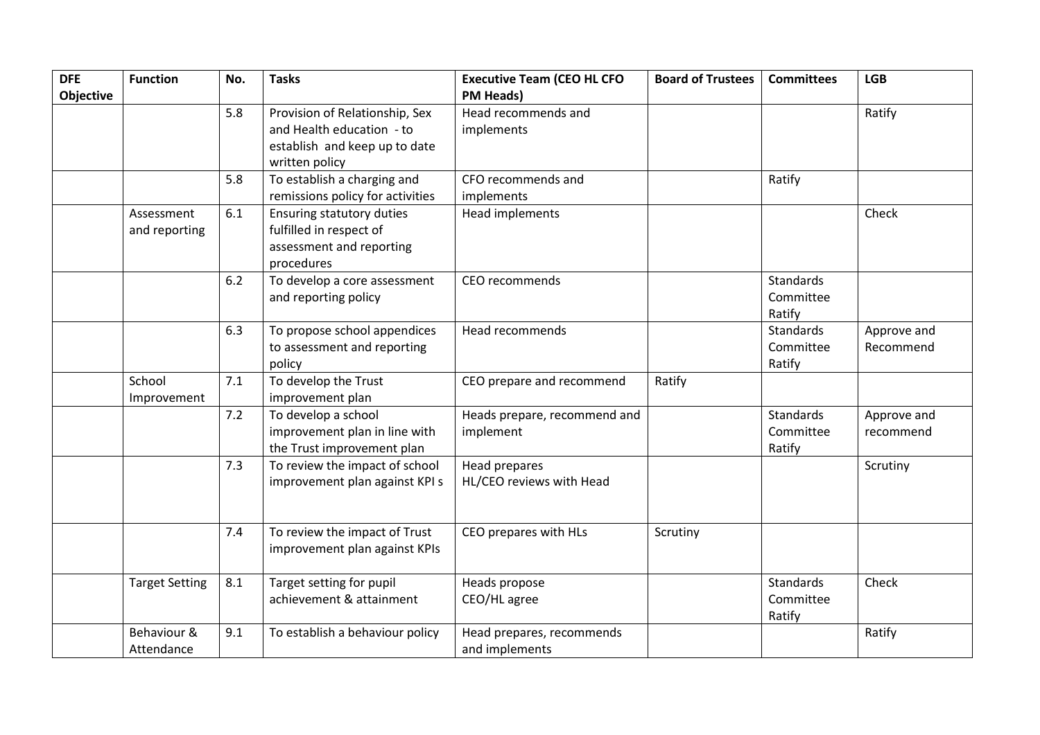| DFE Objective | Function | No. | Tasks | Executive Team (CEO HL CFO PM Heads) | Board of Trustees | Committees | LGB |
|---|---|---|---|---|---|---|---|
| | | 5.8 | Provision of Relationship, Sex and Health education - to establish and keep up to date written policy | Head recommends and implements | | | Ratify |
| | | 5.8 | To establish a charging and remissions policy for activities | CFO recommends and implements | | Ratify | |
| | Assessment and reporting | 6.1 | Ensuring statutory duties fulfilled in respect of assessment and reporting procedures | Head implements | | | Check |
| | | 6.2 | To develop a core assessment and reporting policy | CEO recommends | | Standards Committee Ratify | |
| | | 6.3 | To propose school appendices to assessment and reporting policy | Head recommends | | Standards Committee Ratify | Approve and Recommend |
| | School Improvement | 7.1 | To develop the Trust improvement plan | CEO prepare and recommend | Ratify | | |
| | | 7.2 | To develop a school improvement plan in line with the Trust improvement plan | Heads prepare, recommend and implement | | Standards Committee Ratify | Approve and recommend |
| | | 7.3 | To review the impact of school improvement plan against KPI s | Head prepares<br>HL/CEO reviews with Head | | | Scrutiny |
| | | 7.4 | To review the impact of Trust improvement plan against KPIs | CEO prepares with HLs | Scrutiny | | |
| | Target Setting | 8.1 | Target setting for pupil achievement & attainment | Heads propose<br>CEO/HL agree | | Standards Committee Ratify | Check |
| | Behaviour & Attendance | 9.1 | To establish a behaviour policy | Head prepares, recommends and implements | | | Ratify |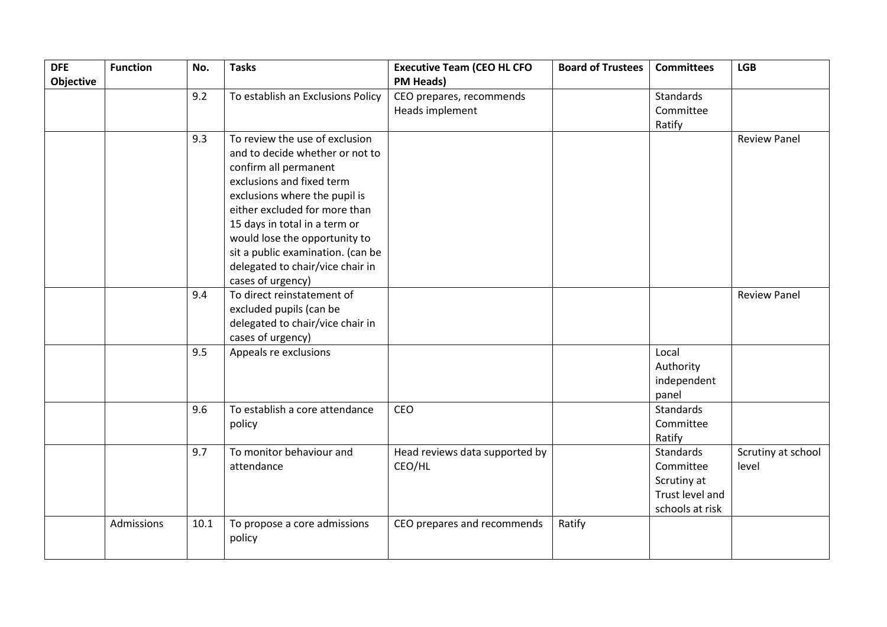| DFE Objective | Function | No. | Tasks | Executive Team (CEO HL CFO PM Heads) | Board of Trustees | Committees | LGB |
|---|---|---|---|---|---|---|---|
| | | 9.2 | To establish an Exclusions Policy | CEO prepares, recommends Heads implement | | Standards Committee Ratify | |
| | | 9.3 | To review the use of exclusion and to decide whether or not to confirm all permanent exclusions and fixed term exclusions where the pupil is either excluded for more than 15 days in total in a term or would lose the opportunity to sit a public examination. (can be delegated to chair/vice chair in cases of urgency) | | | | Review Panel |
| | | 9.4 | To direct reinstatement of excluded pupils (can be delegated to chair/vice chair in cases of urgency) | | | | Review Panel |
| | | 9.5 | Appeals re exclusions | | | Local Authority independent panel | |
| | | 9.6 | To establish a core attendance policy | CEO | | Standards Committee Ratify | |
| | | 9.7 | To monitor behaviour and attendance | Head reviews data supported by CEO/HL | | Standards Committee Scrutiny at Trust level and schools at risk | Scrutiny at school level |
| | Admissions | 10.1 | To propose a core admissions policy | CEO prepares and recommends | Ratify | | |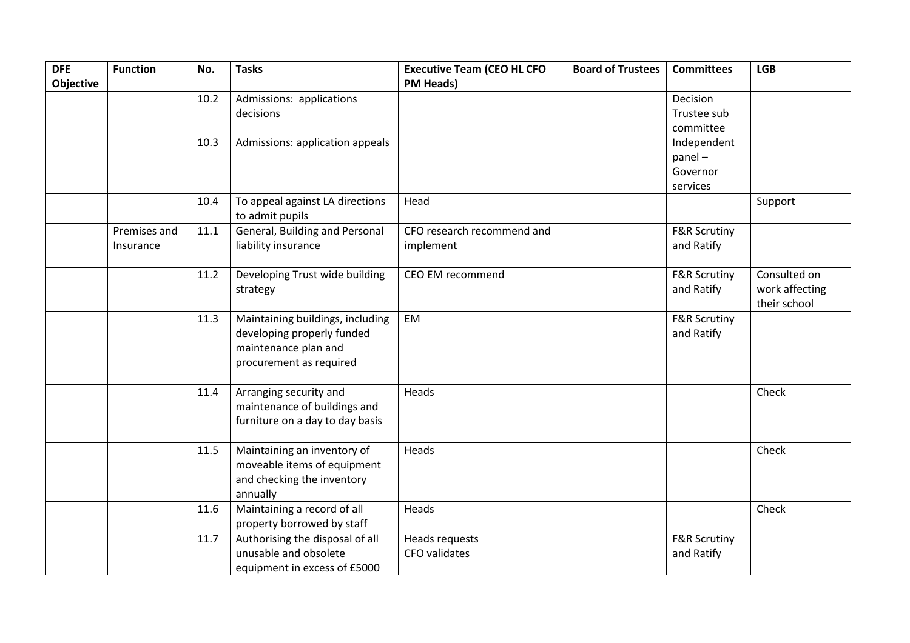| DFE Objective | Function | No. | Tasks | Executive Team (CEO HL CFO PM Heads) | Board of Trustees | Committees | LGB |
|---|---|---|---|---|---|---|---|
| | | 10.2 | Admissions: applications decisions | | | Decision Trustee sub committee | |
| | | 10.3 | Admissions: application appeals | | | Independent panel – Governor services | |
| | | 10.4 | To appeal against LA directions to admit pupils | Head | | | Support |
| | Premises and Insurance | 11.1 | General, Building and Personal liability insurance | CFO research recommend and implement | | F&R Scrutiny and Ratify | |
| | | 11.2 | Developing Trust wide building strategy | CEO EM recommend | | F&R Scrutiny and Ratify | Consulted on work affecting their school |
| | | 11.3 | Maintaining buildings, including developing properly funded maintenance plan and procurement as required | EM | | F&R Scrutiny and Ratify | |
| | | 11.4 | Arranging security and maintenance of buildings and furniture on a day to day basis | Heads | | | Check |
| | | 11.5 | Maintaining an inventory of moveable items of equipment and checking the inventory annually | Heads | | | Check |
| | | 11.6 | Maintaining a record of all property borrowed by staff | Heads | | | Check |
| | | 11.7 | Authorising the disposal of all unusable and obsolete equipment in excess of £5000 | Heads requests<br>CFO validates | | F&R Scrutiny and Ratify | |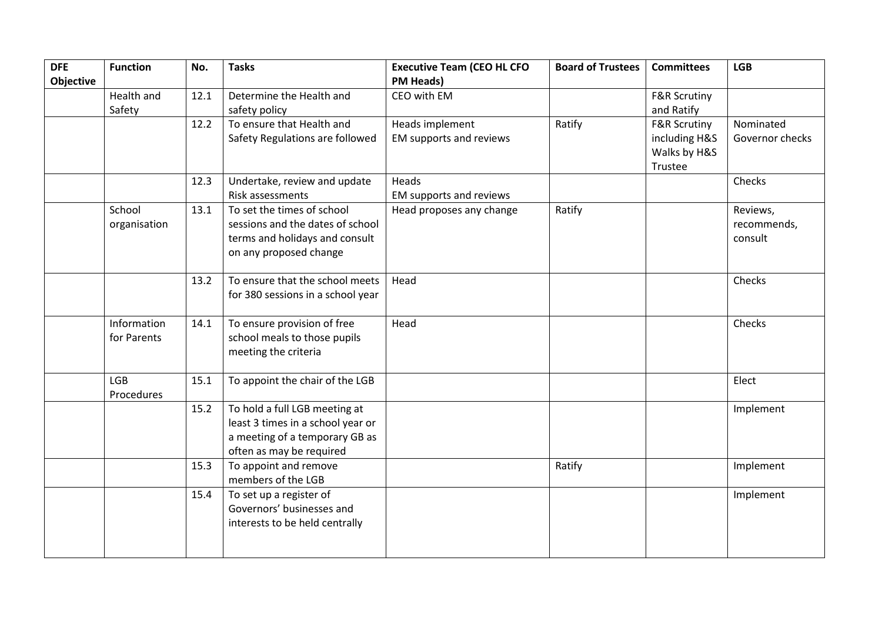| DFE Objective | Function | No. | Tasks | Executive Team (CEO HL CFO PM Heads) | Board of Trustees | Committees | LGB |
|---|---|---|---|---|---|---|---|
| | Health and Safety | 12.1 | Determine the Health and safety policy | CEO with EM | | F&R Scrutiny and Ratify | |
| | | 12.2 | To ensure that Health and Safety Regulations are followed | Heads implement EM supports and reviews | Ratify | F&R Scrutiny including H&S Walks by H&S Trustee | Nominated Governor checks |
| | | 12.3 | Undertake, review and update Risk assessments | Heads EM supports and reviews | | | Checks |
| | School organisation | 13.1 | To set the times of school sessions and the dates of school terms and holidays and consult on any proposed change | Head proposes any change | Ratify | | Reviews, recommends, consult |
| | | 13.2 | To ensure that the school meets for 380 sessions in a school year | Head | | | Checks |
| | Information for Parents | 14.1 | To ensure provision of free school meals to those pupils meeting the criteria | Head | | | Checks |
| | LGB Procedures | 15.1 | To appoint the chair of the LGB | | | | Elect |
| | | 15.2 | To hold a full LGB meeting at least 3 times in a school year or a meeting of a temporary GB as often as may be required | | | | Implement |
| | | 15.3 | To appoint and remove members of the LGB | | Ratify | | Implement |
| | | 15.4 | To set up a register of Governors' businesses and interests to be held centrally | | | | Implement |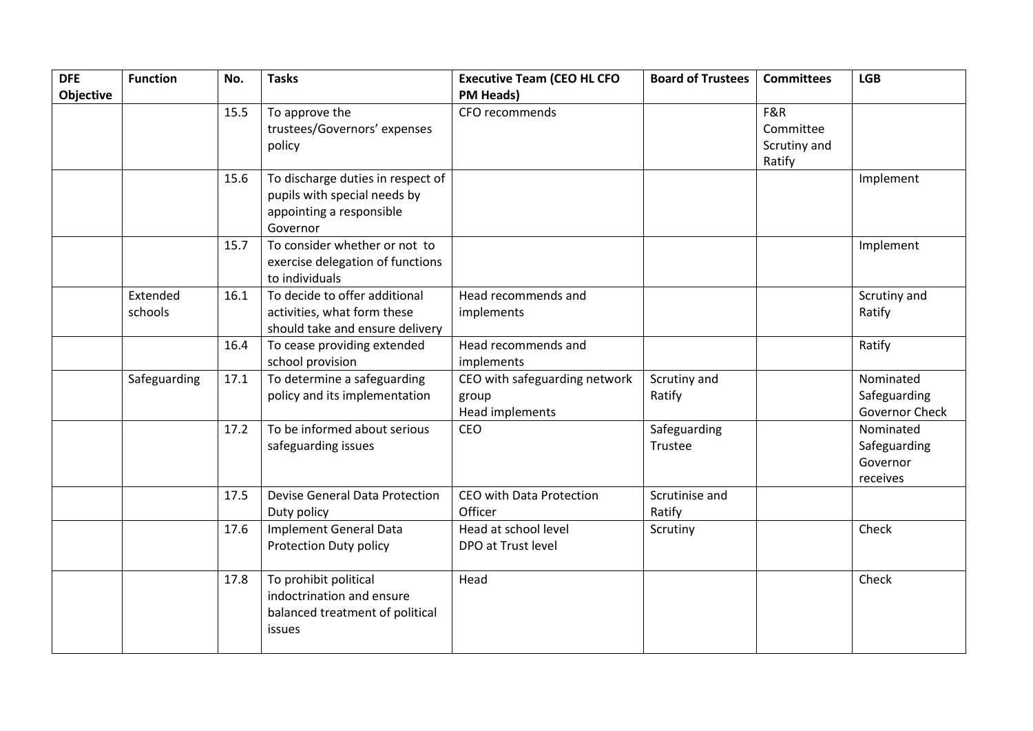| DFE Objective | Function | No. | Tasks | Executive Team (CEO HL CFO PM Heads) | Board of Trustees | Committees | LGB |
|---|---|---|---|---|---|---|---|
| | | 15.5 | To approve the trustees/Governors' expenses policy | CFO recommends | | F&R Committee Scrutiny and Ratify | |
| | | 15.6 | To discharge duties in respect of pupils with special needs by appointing a responsible Governor | | | | Implement |
| | | 15.7 | To consider whether or not to exercise delegation of functions to individuals | | | | Implement |
| | Extended schools | 16.1 | To decide to offer additional activities, what form these should take and ensure delivery | Head recommends and implements | | | Scrutiny and Ratify |
| | | 16.4 | To cease providing extended school provision | Head recommends and implements | | | Ratify |
| | Safeguarding | 17.1 | To determine a safeguarding policy and its implementation | CEO with safeguarding network group<br>Head implements | Scrutiny and Ratify | | Nominated Safeguarding Governor Check |
| | | 17.2 | To be informed about serious safeguarding issues | CEO | Safeguarding Trustee | | Nominated Safeguarding Governor receives |
| | | 17.5 | Devise General Data Protection Duty policy | CEO with Data Protection Officer | Scrutinise and Ratify | | |
| | | 17.6 | Implement General Data Protection Duty policy | Head at school level<br>DPO at Trust level | Scrutiny | | Check |
| | | 17.8 | To prohibit political indoctrination and ensure balanced treatment of political issues | Head | | | Check |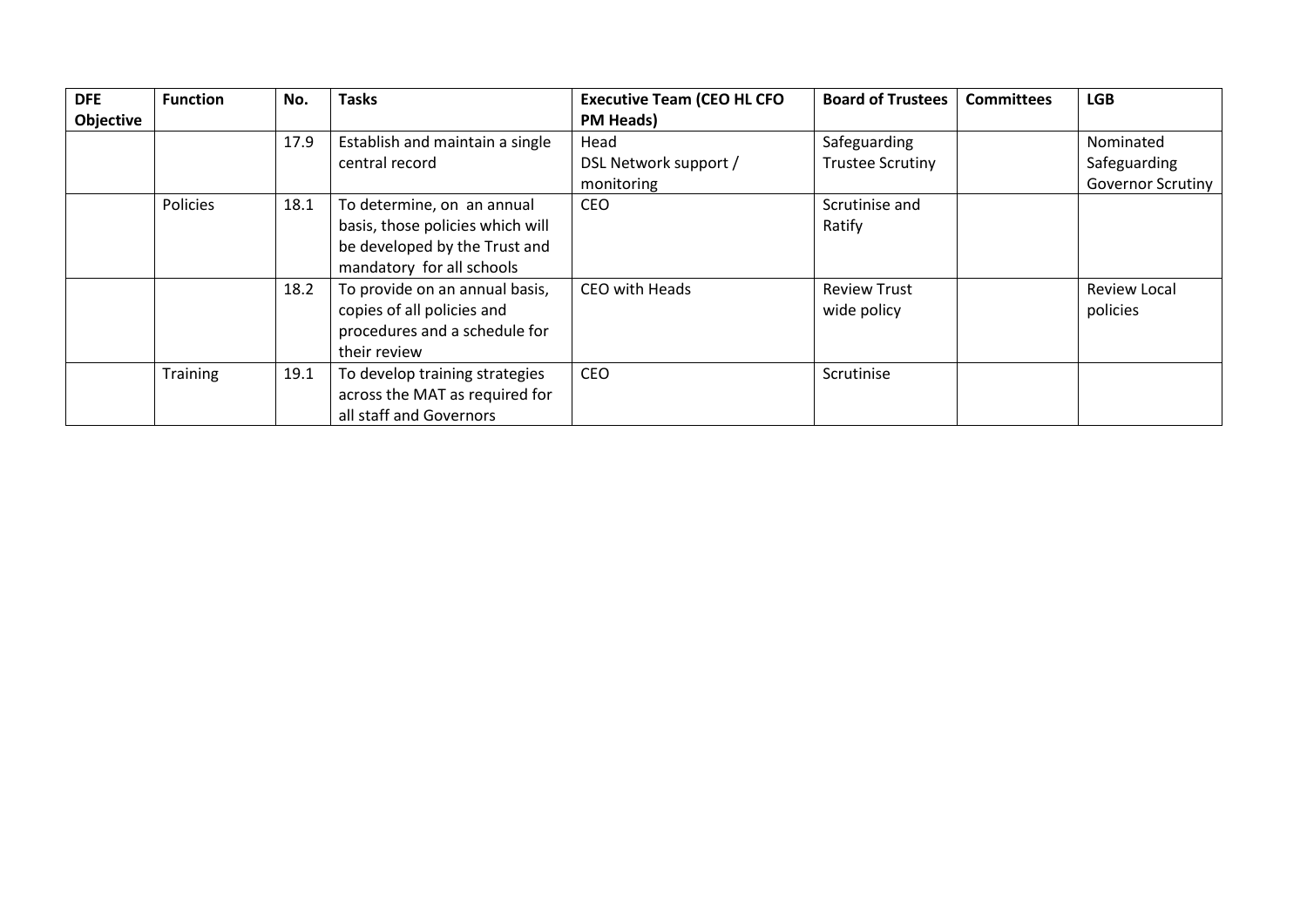| DFE Objective | Function | No. | Tasks | Executive Team (CEO HL CFO PM Heads) | Board of Trustees | Committees | LGB |
|---|---|---|---|---|---|---|---|
| | | 17.9 | Establish and maintain a single central record | Head DSL Network support / monitoring | Safeguarding Trustee Scrutiny | | Nominated Safeguarding Governor Scrutiny |
| | Policies | 18.1 | To determine, on an annual basis, those policies which will be developed by the Trust and mandatory for all schools | CEO | Scrutinise and Ratify | | |
| | | 18.2 | To provide on an annual basis, copies of all policies and procedures and a schedule for their review | CEO with Heads | Review Trust wide policy | | Review Local policies |
| | Training | 19.1 | To develop training strategies across the MAT as required for all staff and Governors | CEO | Scrutinise | | |